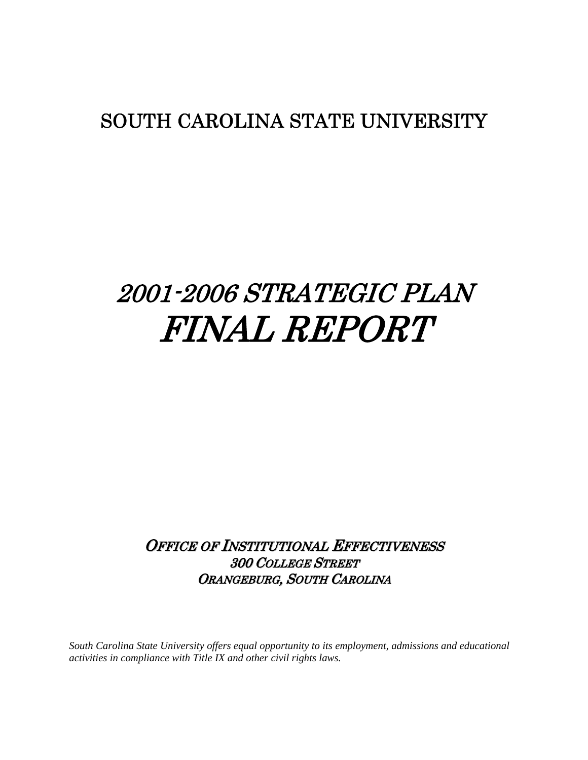# SOUTH CAROLINA STATE UNIVERSITY

# *2001-2006 STRATEGIC PLAN*
# *FINAL REPORT*

***OFFICE OF INSTITUTIONAL EFFECTIVENESS***
***300 COLLEGE STREET***
***ORANGEBURG, SOUTH CAROLINA***

*South Carolina State University offers equal opportunity to its employment, admissions and educational activities in compliance with Title IX and other civil rights laws.*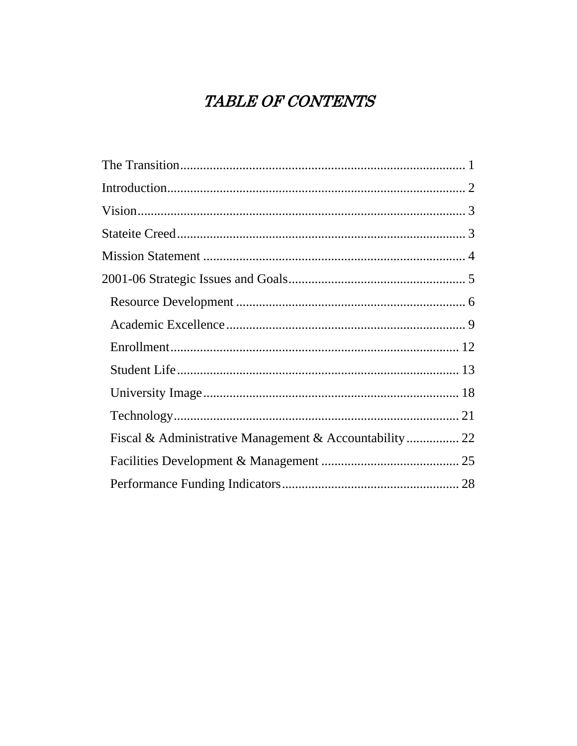# *TABLE OF CONTENTS*

The Transition ........................................................................................ 1

Introduction............................................................................................ 2

Vision..................................................................................................... 3

Stateite Creed......................................................................................... 3

Mission Statement ................................................................................. 4

2001-06 Strategic Issues and Goals....................................................... 5

- Resource Development ...................................................................... 6
- Academic Excellence......................................................................... 9
- Enrollment........................................................................................ 12
- Student Life...................................................................................... 13
- University Image.............................................................................. 18
- Technology....................................................................................... 21
- Fiscal & Administrative Management & Accountability................ 22
- Facilities Development & Management .......................................... 25
- Performance Funding Indicators...................................................... 28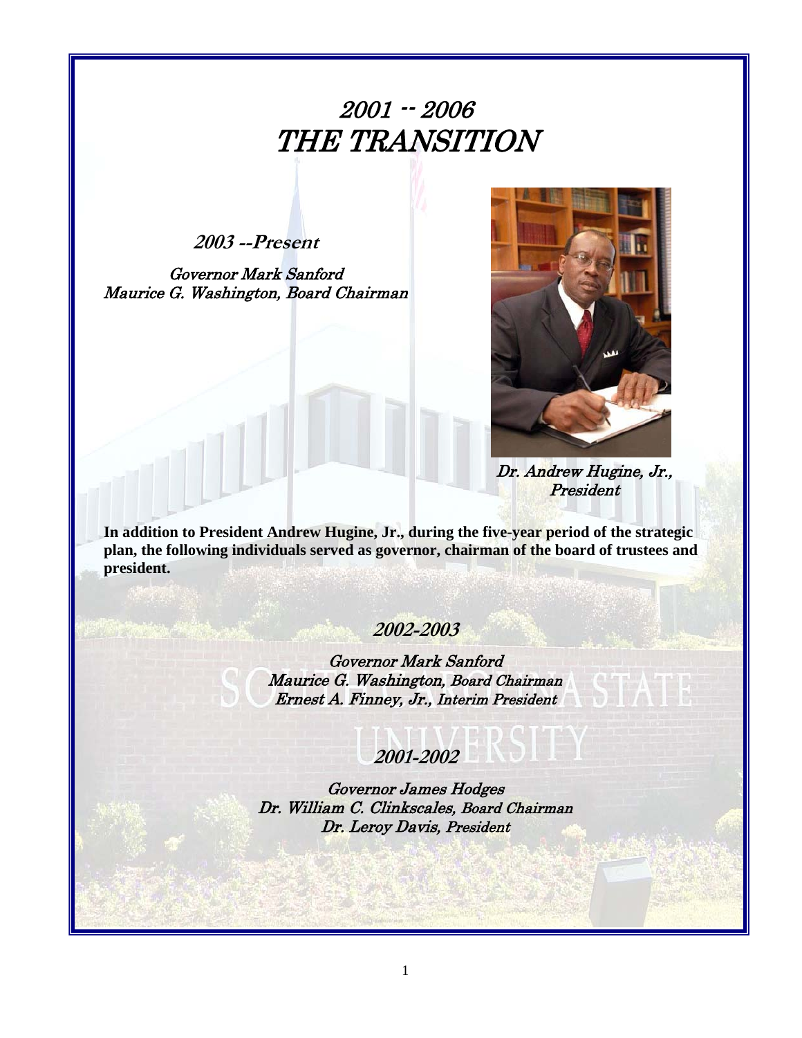# 2001 -- 2006
# THE TRANSITION

### *2003 --Present*

*Governor Mark Sanford*
*Maurice G. Washington, Board Chairman*

*Dr. Andrew Hugine, Jr., President*

**In addition to President Andrew Hugine, Jr., during the five-year period of the strategic plan, the following individuals served as governor, chairman of the board of trustees and president.**

### *2002-2003*

*Governor Mark Sanford*
*Maurice G. Washington, Board Chairman*
*Ernest A. Finney, Jr., Interim President*

### *2001-2002*

*Governor James Hodges*
*Dr. William C. Clinkscales, Board Chairman*
*Dr. Leroy Davis, President*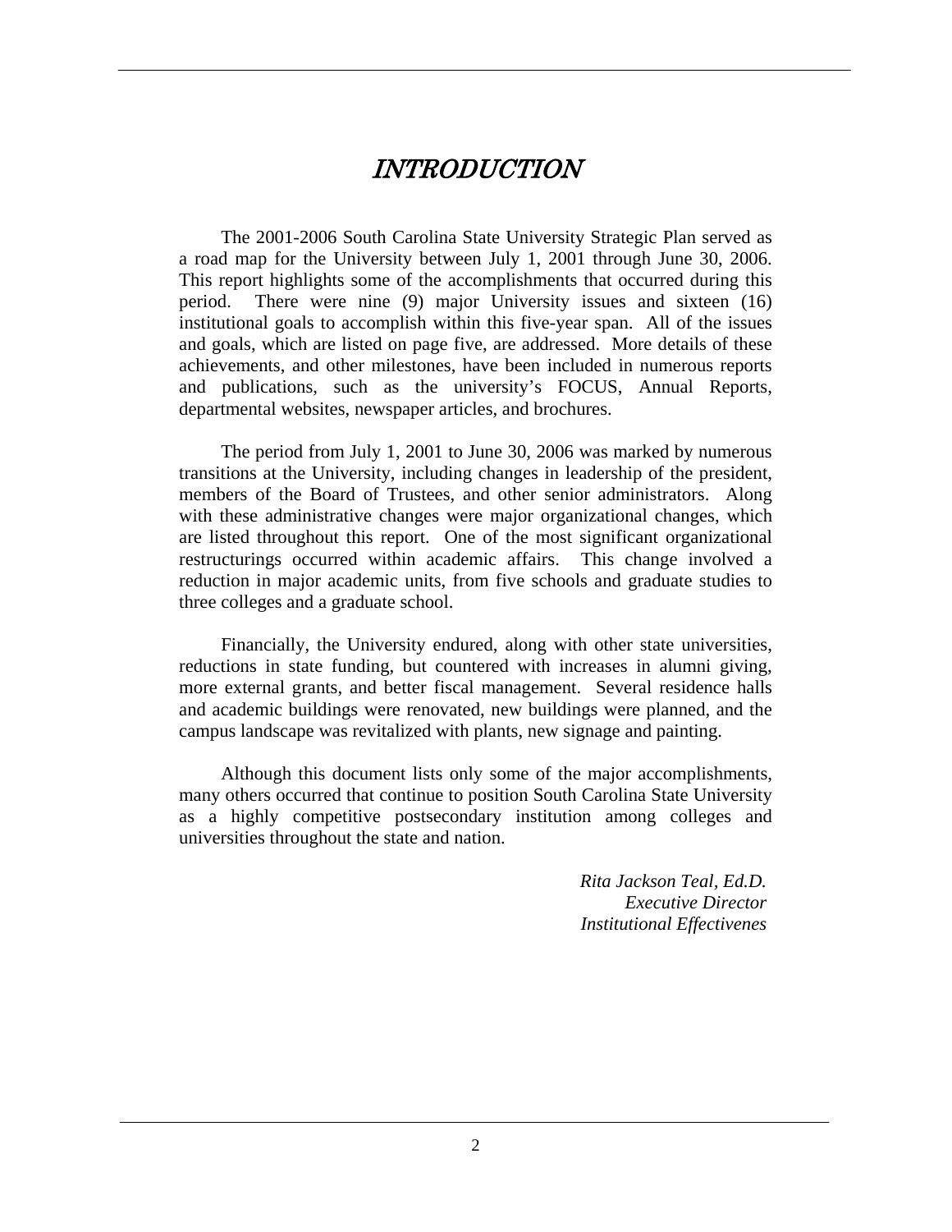# *INTRODUCTION*

The 2001-2006 South Carolina State University Strategic Plan served as a road map for the University between July 1, 2001 through June 30, 2006. This report highlights some of the accomplishments that occurred during this period. There were nine (9) major University issues and sixteen (16) institutional goals to accomplish within this five-year span. All of the issues and goals, which are listed on page five, are addressed. More details of these achievements, and other milestones, have been included in numerous reports and publications, such as the university's FOCUS, Annual Reports, departmental websites, newspaper articles, and brochures.

The period from July 1, 2001 to June 30, 2006 was marked by numerous transitions at the University, including changes in leadership of the president, members of the Board of Trustees, and other senior administrators. Along with these administrative changes were major organizational changes, which are listed throughout this report. One of the most significant organizational restructurings occurred within academic affairs. This change involved a reduction in major academic units, from five schools and graduate studies to three colleges and a graduate school.

Financially, the University endured, along with other state universities, reductions in state funding, but countered with increases in alumni giving, more external grants, and better fiscal management. Several residence halls and academic buildings were renovated, new buildings were planned, and the campus landscape was revitalized with plants, new signage and painting.

Although this document lists only some of the major accomplishments, many others occurred that continue to position South Carolina State University as a highly competitive postsecondary institution among colleges and universities throughout the state and nation.

*Rita Jackson Teal, Ed.D.*
*Executive Director*
*Institutional Effectivenes*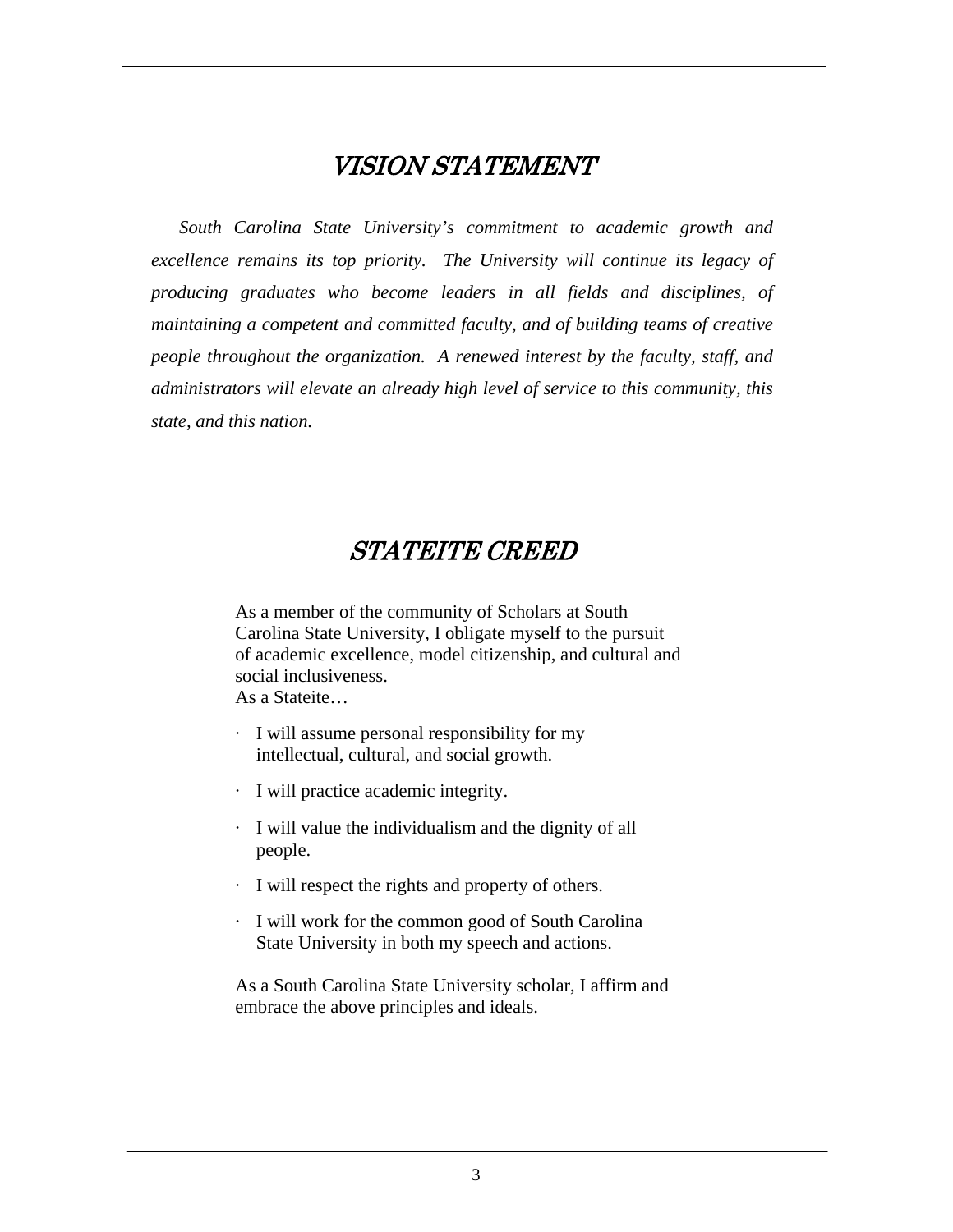## *VISION STATEMENT*

*South Carolina State University's commitment to academic growth and excellence remains its top priority. The University will continue its legacy of producing graduates who become leaders in all fields and disciplines, of maintaining a competent and committed faculty, and of building teams of creative people throughout the organization. A renewed interest by the faculty, staff, and administrators will elevate an already high level of service to this community, this state, and this nation.*

## *STATEITE CREED*

As a member of the community of Scholars at South Carolina State University, I obligate myself to the pursuit of academic excellence, model citizenship, and cultural and social inclusiveness.
As a Stateite…

- I will assume personal responsibility for my intellectual, cultural, and social growth.
- I will practice academic integrity.
- I will value the individualism and the dignity of all people.
- I will respect the rights and property of others.
- I will work for the common good of South Carolina State University in both my speech and actions.

As a South Carolina State University scholar, I affirm and embrace the above principles and ideals.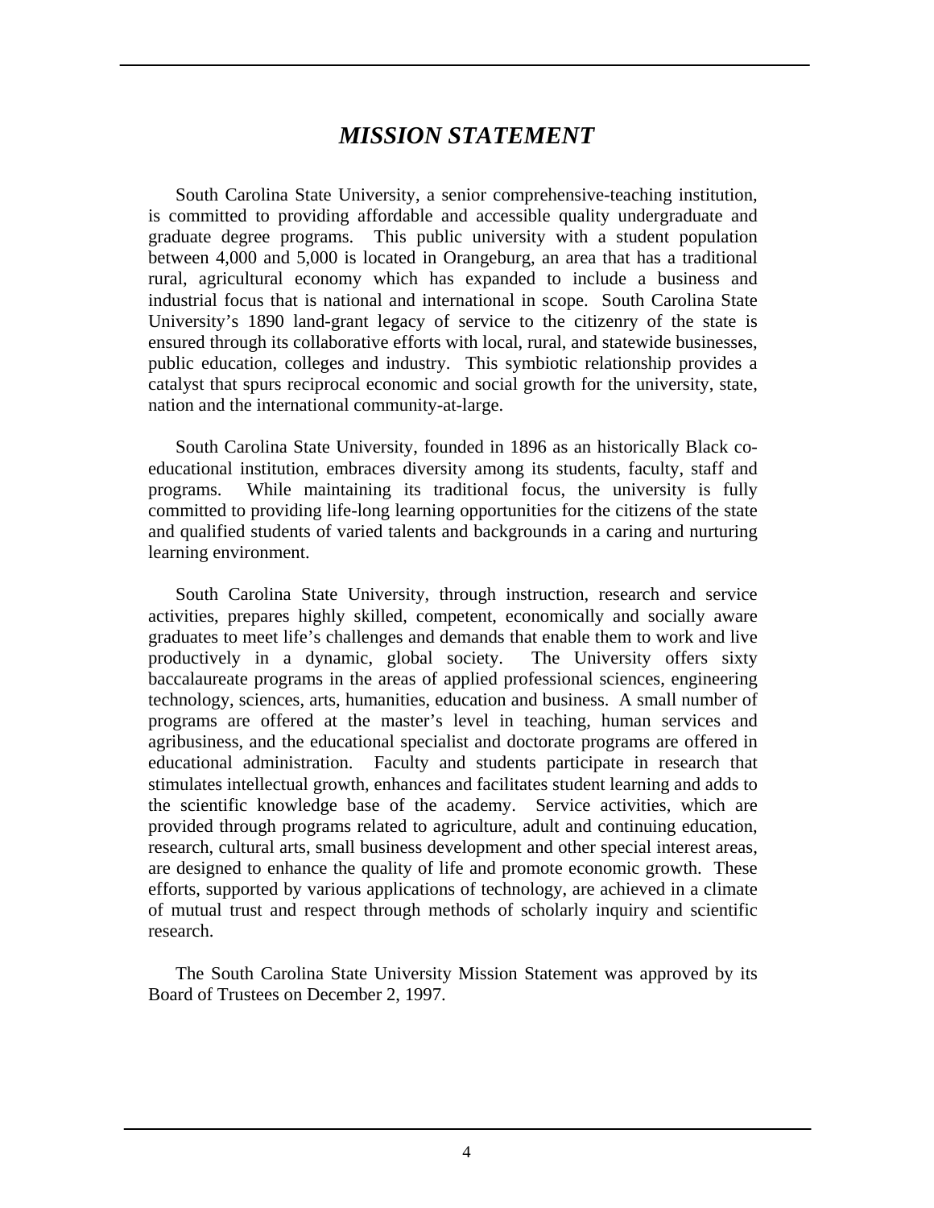# *MISSION STATEMENT*

South Carolina State University, a senior comprehensive-teaching institution, is committed to providing affordable and accessible quality undergraduate and graduate degree programs. This public university with a student population between 4,000 and 5,000 is located in Orangeburg, an area that has a traditional rural, agricultural economy which has expanded to include a business and industrial focus that is national and international in scope. South Carolina State University's 1890 land-grant legacy of service to the citizenry of the state is ensured through its collaborative efforts with local, rural, and statewide businesses, public education, colleges and industry. This symbiotic relationship provides a catalyst that spurs reciprocal economic and social growth for the university, state, nation and the international community-at-large.

South Carolina State University, founded in 1896 as an historically Black co-educational institution, embraces diversity among its students, faculty, staff and programs. While maintaining its traditional focus, the university is fully committed to providing life-long learning opportunities for the citizens of the state and qualified students of varied talents and backgrounds in a caring and nurturing learning environment.

South Carolina State University, through instruction, research and service activities, prepares highly skilled, competent, economically and socially aware graduates to meet life's challenges and demands that enable them to work and live productively in a dynamic, global society. The University offers sixty baccalaureate programs in the areas of applied professional sciences, engineering technology, sciences, arts, humanities, education and business. A small number of programs are offered at the master's level in teaching, human services and agribusiness, and the educational specialist and doctorate programs are offered in educational administration. Faculty and students participate in research that stimulates intellectual growth, enhances and facilitates student learning and adds to the scientific knowledge base of the academy. Service activities, which are provided through programs related to agriculture, adult and continuing education, research, cultural arts, small business development and other special interest areas, are designed to enhance the quality of life and promote economic growth. These efforts, supported by various applications of technology, are achieved in a climate of mutual trust and respect through methods of scholarly inquiry and scientific research.

The South Carolina State University Mission Statement was approved by its Board of Trustees on December 2, 1997.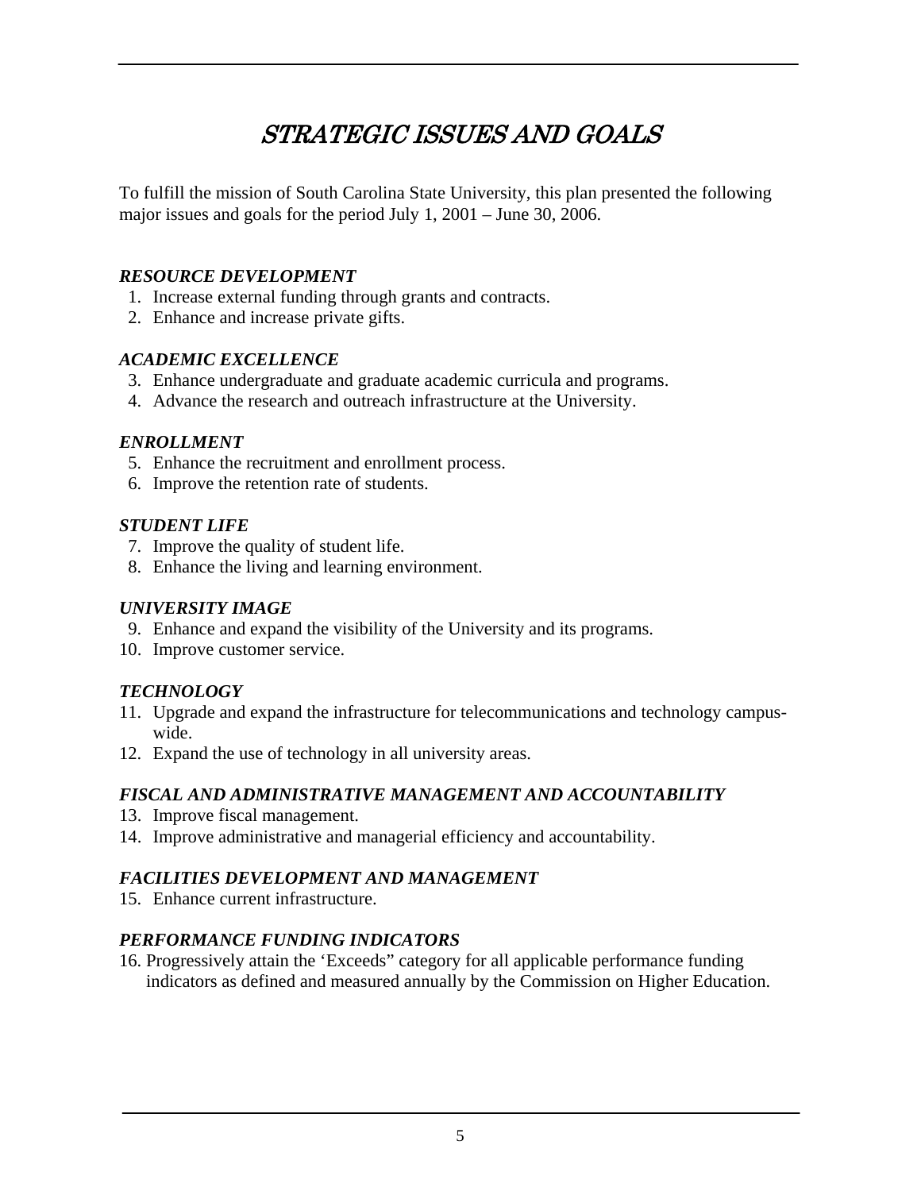# STRATEGIC ISSUES AND GOALS

To fulfill the mission of South Carolina State University, this plan presented the following major issues and goals for the period July 1, 2001 – June 30, 2006.

### *RESOURCE DEVELOPMENT*

1. Increase external funding through grants and contracts.
2. Enhance and increase private gifts.

### *ACADEMIC EXCELLENCE*

3. Enhance undergraduate and graduate academic curricula and programs.
4. Advance the research and outreach infrastructure at the University.

### *ENROLLMENT*

5. Enhance the recruitment and enrollment process.
6. Improve the retention rate of students.

### *STUDENT LIFE*

7. Improve the quality of student life.
8. Enhance the living and learning environment.

### *UNIVERSITY IMAGE*

9. Enhance and expand the visibility of the University and its programs.
10. Improve customer service.

### *TECHNOLOGY*

11. Upgrade and expand the infrastructure for telecommunications and technology campus-wide.
12. Expand the use of technology in all university areas.

### *FISCAL AND ADMINISTRATIVE MANAGEMENT AND ACCOUNTABILITY*

13. Improve fiscal management.
14. Improve administrative and managerial efficiency and accountability.

### *FACILITIES DEVELOPMENT AND MANAGEMENT*

15. Enhance current infrastructure.

### *PERFORMANCE FUNDING INDICATORS*

16. Progressively attain the 'Exceeds" category for all applicable performance funding indicators as defined and measured annually by the Commission on Higher Education.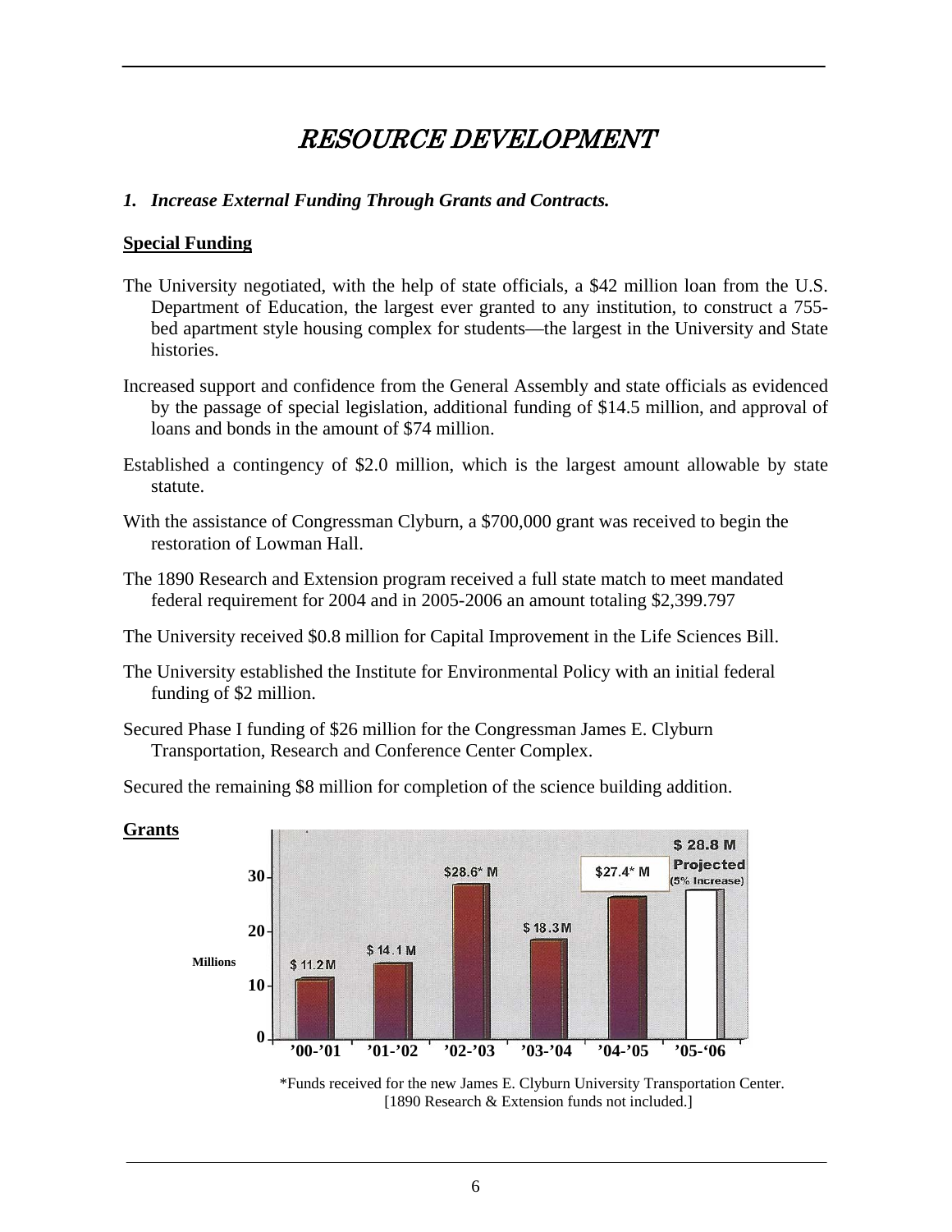# *RESOURCE DEVELOPMENT*

*1. Increase External Funding Through Grants and Contracts.*

**Special Funding**

The University negotiated, with the help of state officials, a $42 million loan from the U.S. Department of Education, the largest ever granted to any institution, to construct a 755-bed apartment style housing complex for students—the largest in the University and State histories.

Increased support and confidence from the General Assembly and state officials as evidenced by the passage of special legislation, additional funding of $14.5 million, and approval of loans and bonds in the amount of $74 million.

Established a contingency of $2.0 million, which is the largest amount allowable by state statute.

With the assistance of Congressman Clyburn, a $700,000 grant was received to begin the restoration of Lowman Hall.

The 1890 Research and Extension program received a full state match to meet mandated federal requirement for 2004 and in 2005-2006 an amount totaling $2,399.797

The University received $0.8 million for Capital Improvement in the Life Sciences Bill.

The University established the Institute for Environmental Policy with an initial federal funding of $2 million.

Secured Phase I funding of $26 million for the Congressman James E. Clyburn Transportation, Research and Conference Center Complex.

Secured the remaining $8 million for completion of the science building addition.

**Grants**

| Year | Grants (Millions) |
|---|---|
| ’00-’01 | $ 11.2 M |
| ’01-’02 | $ 14.1 M |
| ’02-’03 | $28.6* M |
| ’03-’04 | $ 18.3 M |
| ’04-’05 | $27.4* M |
| ’05-’06 | $ 28.8 M Projected (5% Increase) |

*Funds received for the new James E. Clyburn University Transportation Center. [1890 Research & Extension funds not included.]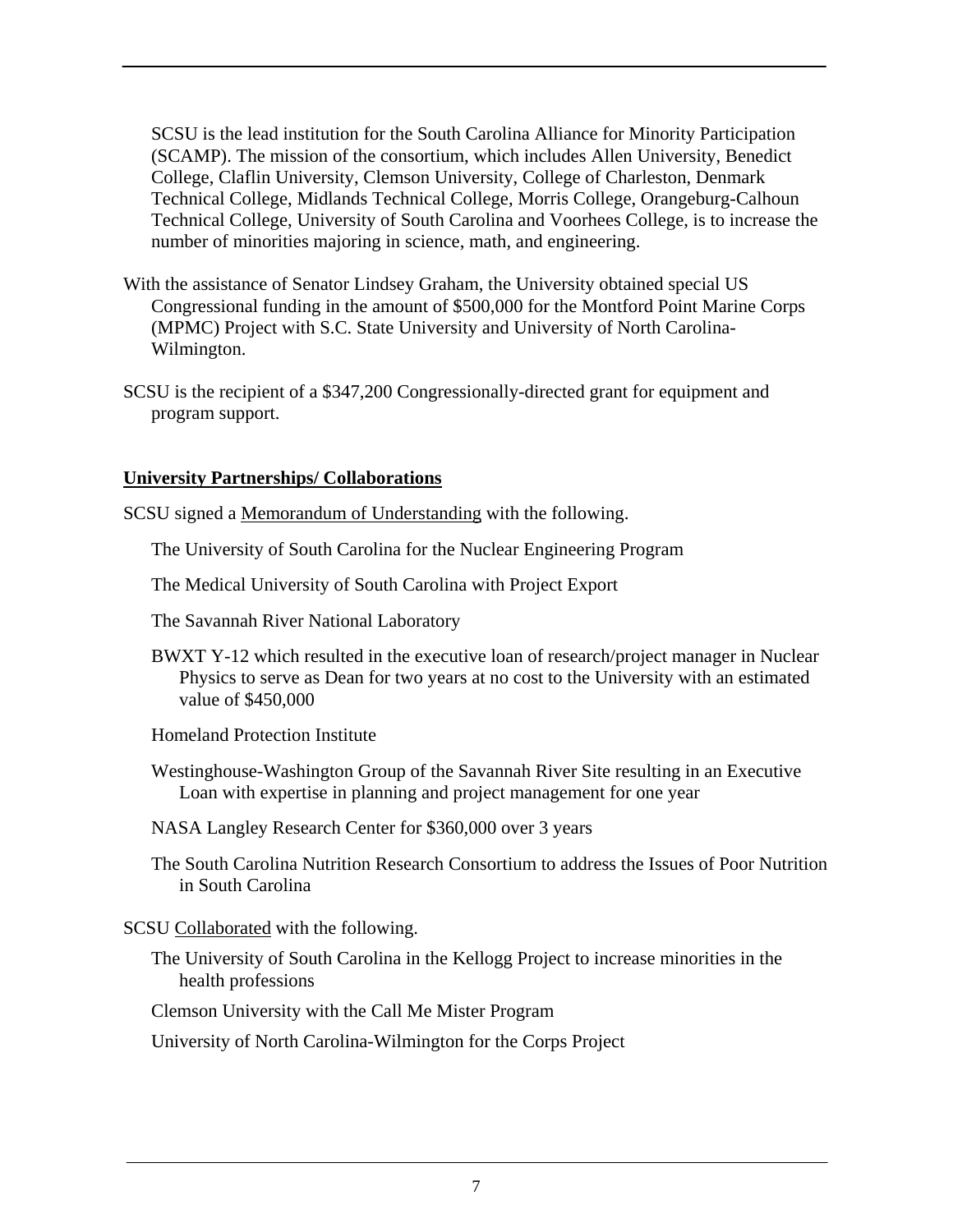SCSU is the lead institution for the South Carolina Alliance for Minority Participation (SCAMP). The mission of the consortium, which includes Allen University, Benedict College, Claflin University, Clemson University, College of Charleston, Denmark Technical College, Midlands Technical College, Morris College, Orangeburg-Calhoun Technical College, University of South Carolina and Voorhees College, is to increase the number of minorities majoring in science, math, and engineering.

With the assistance of Senator Lindsey Graham, the University obtained special US Congressional funding in the amount of $500,000 for the Montford Point Marine Corps (MPMC) Project with S.C. State University and University of North Carolina-Wilmington.

SCSU is the recipient of a $347,200 Congressionally-directed grant for equipment and program support.

**University Partnerships/ Collaborations**

SCSU signed a Memorandum of Understanding with the following.

- The University of South Carolina for the Nuclear Engineering Program
- The Medical University of South Carolina with Project Export
- The Savannah River National Laboratory
- BWXT Y-12 which resulted in the executive loan of research/project manager in Nuclear Physics to serve as Dean for two years at no cost to the University with an estimated value of $450,000
- Homeland Protection Institute
- Westinghouse-Washington Group of the Savannah River Site resulting in an Executive Loan with expertise in planning and project management for one year
- NASA Langley Research Center for $360,000 over 3 years
- The South Carolina Nutrition Research Consortium to address the Issues of Poor Nutrition in South Carolina

SCSU Collaborated with the following.

- The University of South Carolina in the Kellogg Project to increase minorities in the health professions
- Clemson University with the Call Me Mister Program
- University of North Carolina-Wilmington for the Corps Project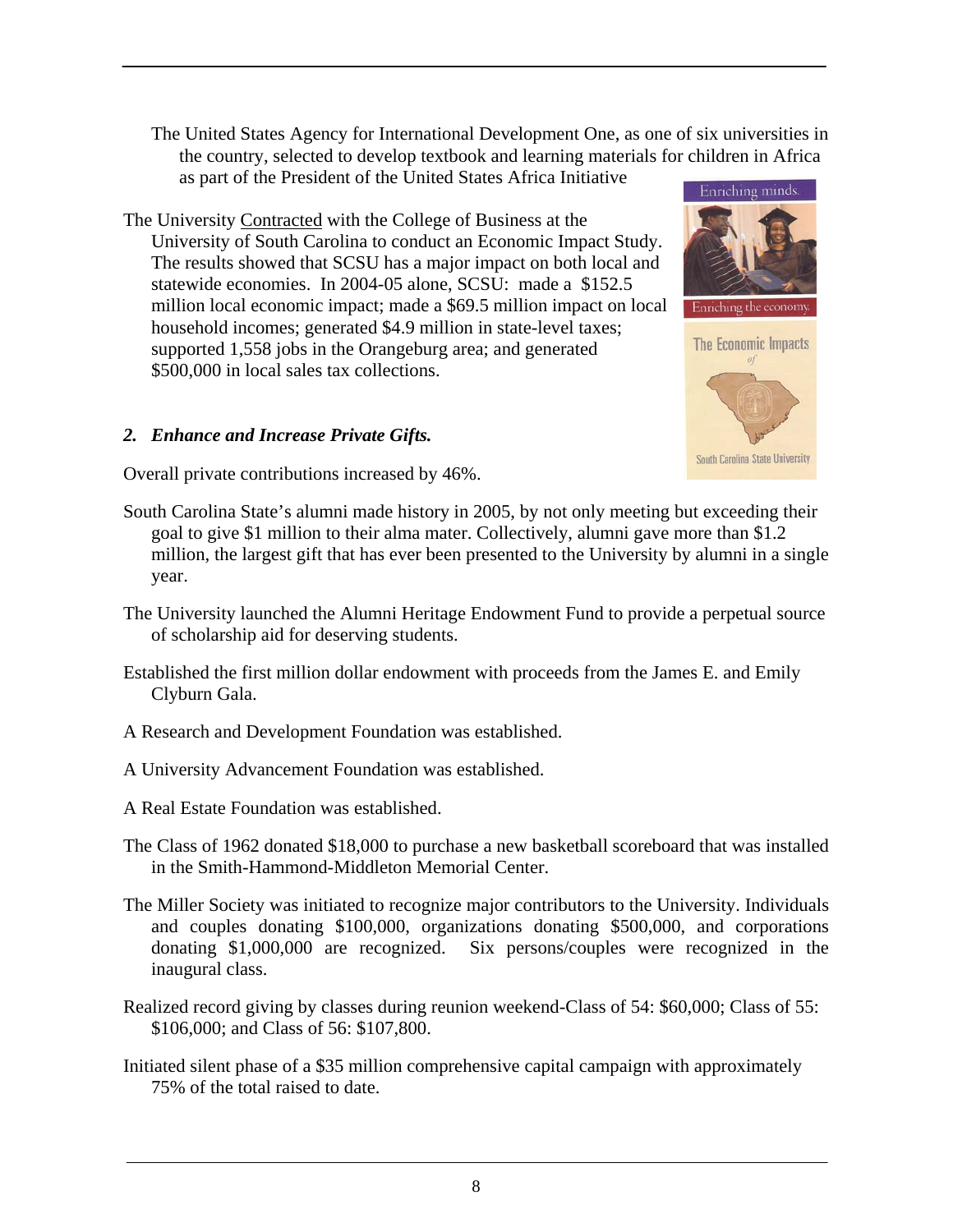The United States Agency for International Development One, as one of six universities in the country, selected to develop textbook and learning materials for children in Africa as part of the President of the United States Africa Initiative

The University Contracted with the College of Business at the University of South Carolina to conduct an Economic Impact Study. The results showed that SCSU has a major impact on both local and statewide economies. In 2004-05 alone, SCSU: made a $152.5 million local economic impact; made a $69.5 million impact on local household incomes; generated $4.9 million in state-level taxes; supported 1,558 jobs in the Orangeburg area; and generated $500,000 in local sales tax collections.

### *2. Enhance and Increase Private Gifts.*

Overall private contributions increased by 46%.

South Carolina State's alumni made history in 2005, by not only meeting but exceeding their goal to give $1 million to their alma mater. Collectively, alumni gave more than $1.2 million, the largest gift that has ever been presented to the University by alumni in a single year.

The University launched the Alumni Heritage Endowment Fund to provide a perpetual source of scholarship aid for deserving students.

Established the first million dollar endowment with proceeds from the James E. and Emily Clyburn Gala.

A Research and Development Foundation was established.

A University Advancement Foundation was established.

A Real Estate Foundation was established.

The Class of 1962 donated $18,000 to purchase a new basketball scoreboard that was installed in the Smith-Hammond-Middleton Memorial Center.

The Miller Society was initiated to recognize major contributors to the University. Individuals and couples donating $100,000, organizations donating $500,000, and corporations donating $1,000,000 are recognized. Six persons/couples were recognized in the inaugural class.

Realized record giving by classes during reunion weekend-Class of 54: $60,000; Class of 55: $106,000; and Class of 56: $107,800.

Initiated silent phase of a $35 million comprehensive capital campaign with approximately 75% of the total raised to date.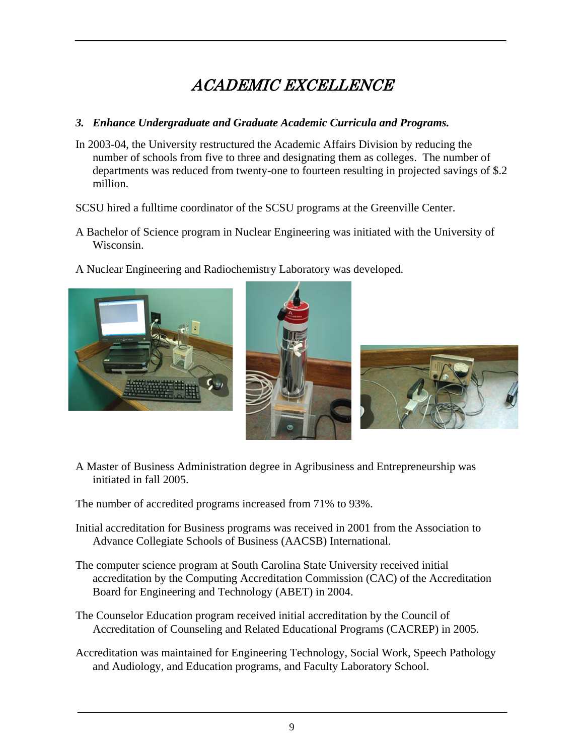# *ACADEMIC EXCELLENCE*

***3. Enhance Undergraduate and Graduate Academic Curricula and Programs.***

In 2003-04, the University restructured the Academic Affairs Division by reducing the number of schools from five to three and designating them as colleges. The number of departments was reduced from twenty-one to fourteen resulting in projected savings of $.2 million.

SCSU hired a fulltime coordinator of the SCSU programs at the Greenville Center.

A Bachelor of Science program in Nuclear Engineering was initiated with the University of Wisconsin.

A Nuclear Engineering and Radiochemistry Laboratory was developed.

A Master of Business Administration degree in Agribusiness and Entrepreneurship was initiated in fall 2005.

The number of accredited programs increased from 71% to 93%.

Initial accreditation for Business programs was received in 2001 from the Association to Advance Collegiate Schools of Business (AACSB) International.

The computer science program at South Carolina State University received initial accreditation by the Computing Accreditation Commission (CAC) of the Accreditation Board for Engineering and Technology (ABET) in 2004.

The Counselor Education program received initial accreditation by the Council of Accreditation of Counseling and Related Educational Programs (CACREP) in 2005.

Accreditation was maintained for Engineering Technology, Social Work, Speech Pathology and Audiology, and Education programs, and Faculty Laboratory School.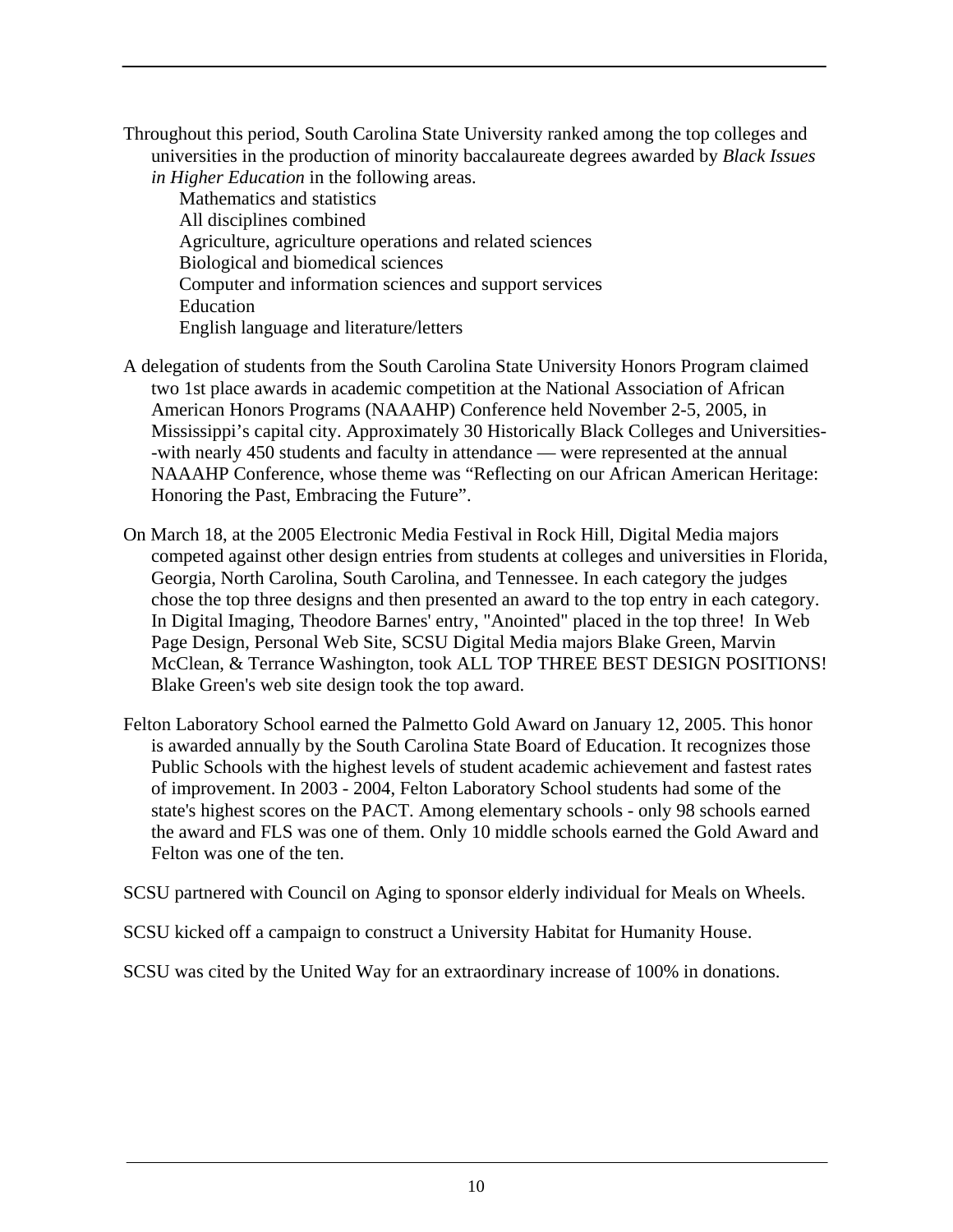Throughout this period, South Carolina State University ranked among the top colleges and universities in the production of minority baccalaureate degrees awarded by *Black Issues in Higher Education* in the following areas.

- Mathematics and statistics
- All disciplines combined
- Agriculture, agriculture operations and related sciences
- Biological and biomedical sciences
- Computer and information sciences and support services
- Education
- English language and literature/letters

A delegation of students from the South Carolina State University Honors Program claimed two 1st place awards in academic competition at the National Association of African American Honors Programs (NAAAHP) Conference held November 2-5, 2005, in Mississippi's capital city. Approximately 30 Historically Black Colleges and Universities--with nearly 450 students and faculty in attendance — were represented at the annual NAAAHP Conference, whose theme was "Reflecting on our African American Heritage: Honoring the Past, Embracing the Future".

On March 18, at the 2005 Electronic Media Festival in Rock Hill, Digital Media majors competed against other design entries from students at colleges and universities in Florida, Georgia, North Carolina, South Carolina, and Tennessee. In each category the judges chose the top three designs and then presented an award to the top entry in each category. In Digital Imaging, Theodore Barnes' entry, "Anointed" placed in the top three! In Web Page Design, Personal Web Site, SCSU Digital Media majors Blake Green, Marvin McClean, & Terrance Washington, took ALL TOP THREE BEST DESIGN POSITIONS! Blake Green's web site design took the top award.

Felton Laboratory School earned the Palmetto Gold Award on January 12, 2005. This honor is awarded annually by the South Carolina State Board of Education. It recognizes those Public Schools with the highest levels of student academic achievement and fastest rates of improvement. In 2003 - 2004, Felton Laboratory School students had some of the state's highest scores on the PACT. Among elementary schools - only 98 schools earned the award and FLS was one of them. Only 10 middle schools earned the Gold Award and Felton was one of the ten.

SCSU partnered with Council on Aging to sponsor elderly individual for Meals on Wheels.

SCSU kicked off a campaign to construct a University Habitat for Humanity House.

SCSU was cited by the United Way for an extraordinary increase of 100% in donations.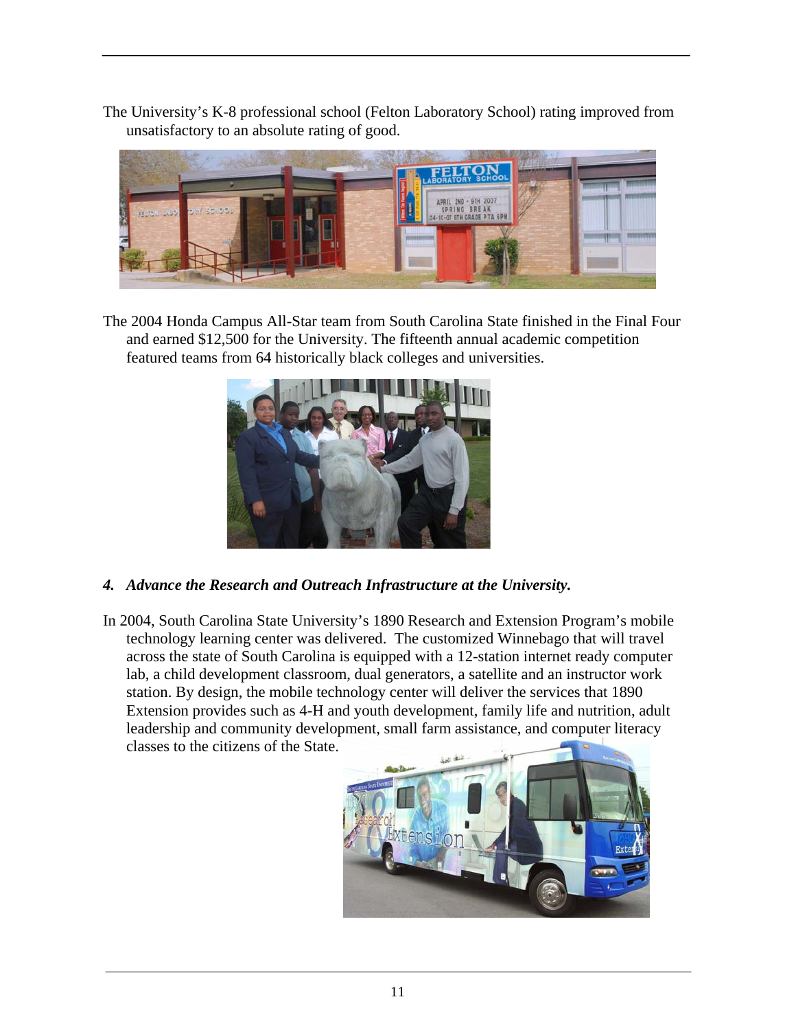The University's K-8 professional school (Felton Laboratory School) rating improved from unsatisfactory to an absolute rating of good.

The 2004 Honda Campus All-Star team from South Carolina State finished in the Final Four and earned $12,500 for the University. The fifteenth annual academic competition featured teams from 64 historically black colleges and universities.

### *4. Advance the Research and Outreach Infrastructure at the University.*

In 2004, South Carolina State University's 1890 Research and Extension Program's mobile technology learning center was delivered. The customized Winnebago that will travel across the state of South Carolina is equipped with a 12-station internet ready computer lab, a child development classroom, dual generators, a satellite and an instructor work station. By design, the mobile technology center will deliver the services that 1890 Extension provides such as 4-H and youth development, family life and nutrition, adult leadership and community development, small farm assistance, and computer literacy classes to the citizens of the State.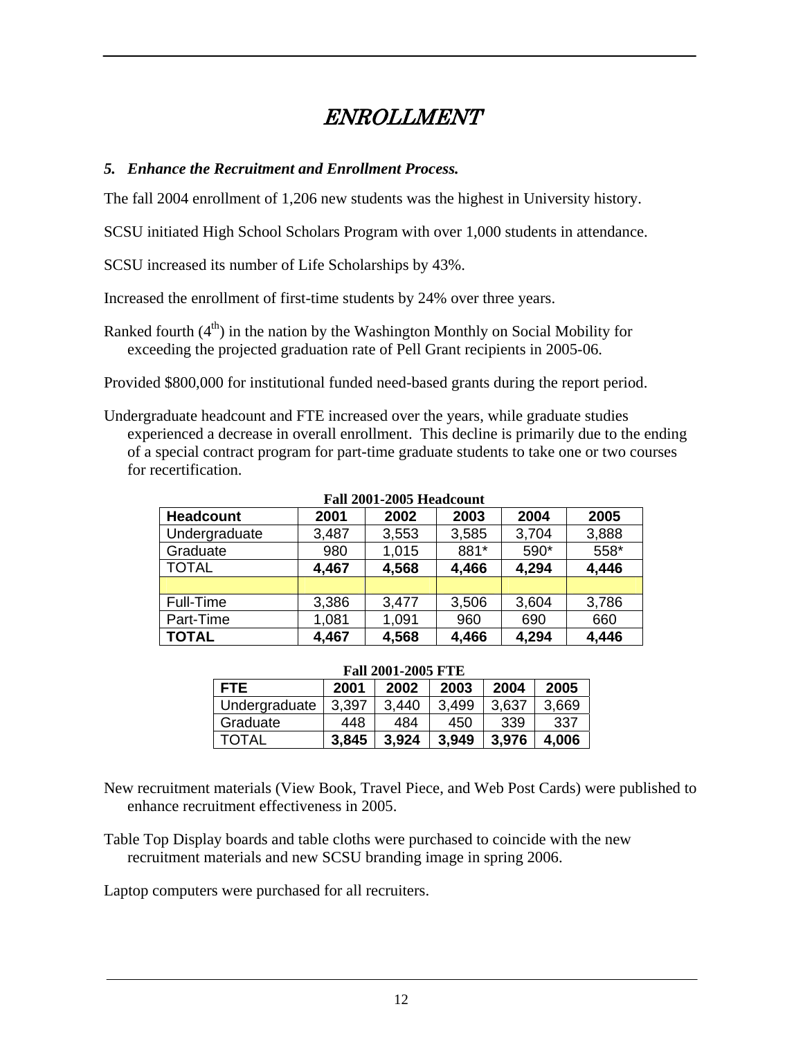# *ENROLLMENT*

### *5. Enhance the Recruitment and Enrollment Process.*

The fall 2004 enrollment of 1,206 new students was the highest in University history.

SCSU initiated High School Scholars Program with over 1,000 students in attendance.

SCSU increased its number of Life Scholarships by 43%.

Increased the enrollment of first-time students by 24% over three years.

Ranked fourth (4th) in the nation by the Washington Monthly on Social Mobility for exceeding the projected graduation rate of Pell Grant recipients in 2005-06.

Provided $800,000 for institutional funded need-based grants during the report period.

Undergraduate headcount and FTE increased over the years, while graduate studies experienced a decrease in overall enrollment. This decline is primarily due to the ending of a special contract program for part-time graduate students to take one or two courses for recertification.

**Fall 2001-2005 Headcount**

| **Headcount** | **2001** | **2002** | **2003** | **2004** | **2005** |
|---|---|---|---|---|---|
| Undergraduate | 3,487 | 3,553 | 3,585 | 3,704 | 3,888 |
| Graduate | 980 | 1,015 | 881* | 590* | 558* |
| TOTAL | **4,467** | **4,568** | **4,466** | **4,294** | **4,446** |
| | | | | | |
| Full-Time | 3,386 | 3,477 | 3,506 | 3,604 | 3,786 |
| Part-Time | 1,081 | 1,091 | 960 | 690 | 660 |
| **TOTAL** | **4,467** | **4,568** | **4,466** | **4,294** | **4,446** |

**Fall 2001-2005 FTE**

| **FTE** | **2001** | **2002** | **2003** | **2004** | **2005** |
|---|---|---|---|---|---|
| Undergraduate | 3,397 | 3,440 | 3,499 | 3,637 | 3,669 |
| Graduate | 448 | 484 | 450 | 339 | 337 |
| TOTAL | **3,845** | **3,924** | **3,949** | **3,976** | **4,006** |

New recruitment materials (View Book, Travel Piece, and Web Post Cards) were published to enhance recruitment effectiveness in 2005.

Table Top Display boards and table cloths were purchased to coincide with the new recruitment materials and new SCSU branding image in spring 2006.

Laptop computers were purchased for all recruiters.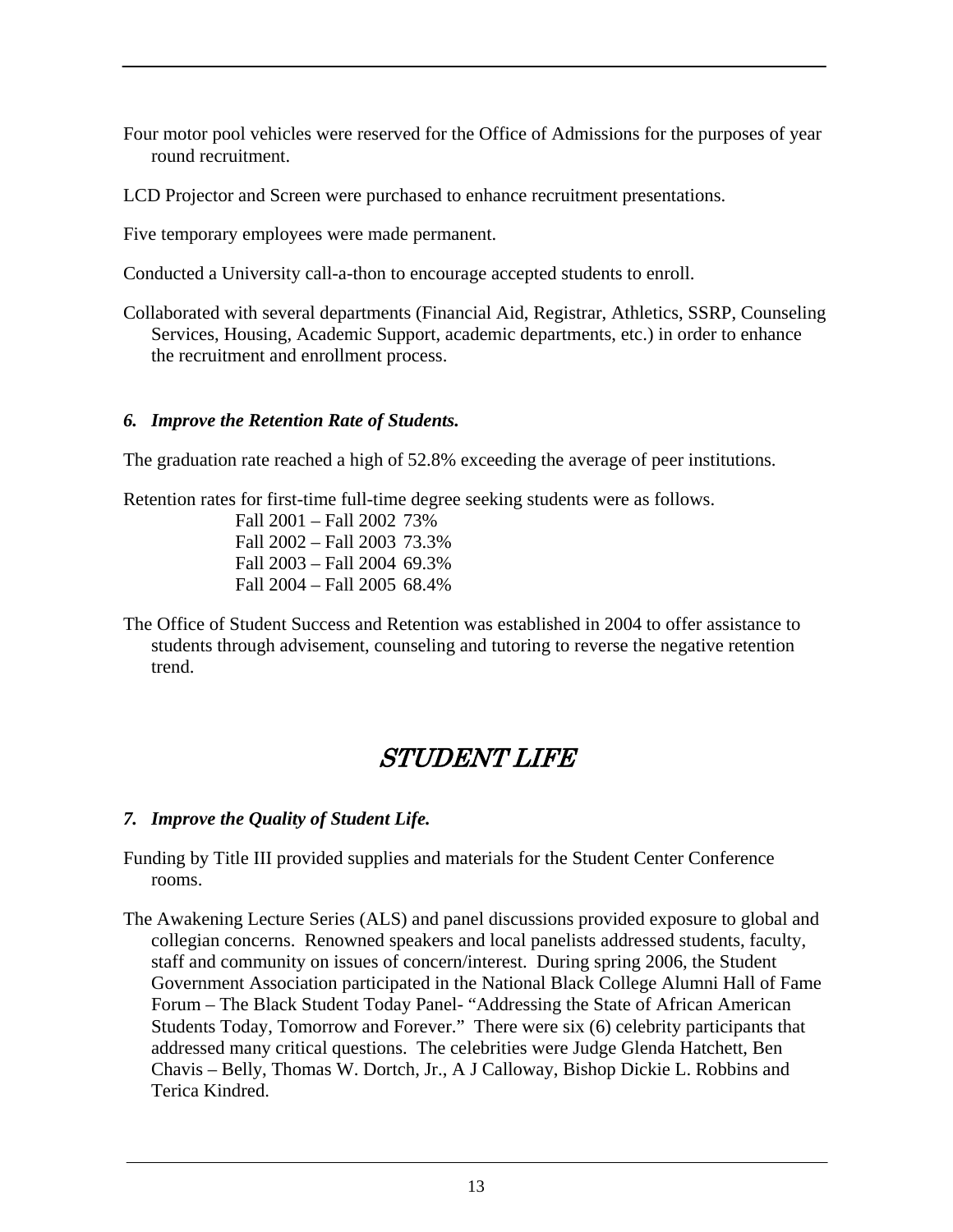Four motor pool vehicles were reserved for the Office of Admissions for the purposes of year round recruitment.

LCD Projector and Screen were purchased to enhance recruitment presentations.

Five temporary employees were made permanent.

Conducted a University call-a-thon to encourage accepted students to enroll.

Collaborated with several departments (Financial Aid, Registrar, Athletics, SSRP, Counseling Services, Housing, Academic Support, academic departments, etc.) in order to enhance the recruitment and enrollment process.

### *6. Improve the Retention Rate of Students.*

The graduation rate reached a high of 52.8% exceeding the average of peer institutions.

Retention rates for first-time full-time degree seeking students were as follows.

| | |
|---|---|
| Fall 2001 – Fall 2002 | 73% |
| Fall 2002 – Fall 2003 | 73.3% |
| Fall 2003 – Fall 2004 | 69.3% |
| Fall 2004 – Fall 2005 | 68.4% |

The Office of Student Success and Retention was established in 2004 to offer assistance to students through advisement, counseling and tutoring to reverse the negative retention trend.

## STUDENT LIFE

### *7. Improve the Quality of Student Life.*

Funding by Title III provided supplies and materials for the Student Center Conference rooms.

The Awakening Lecture Series (ALS) and panel discussions provided exposure to global and collegian concerns. Renowned speakers and local panelists addressed students, faculty, staff and community on issues of concern/interest. During spring 2006, the Student Government Association participated in the National Black College Alumni Hall of Fame Forum – The Black Student Today Panel- "Addressing the State of African American Students Today, Tomorrow and Forever." There were six (6) celebrity participants that addressed many critical questions. The celebrities were Judge Glenda Hatchett, Ben Chavis – Belly, Thomas W. Dortch, Jr., A J Calloway, Bishop Dickie L. Robbins and Terica Kindred.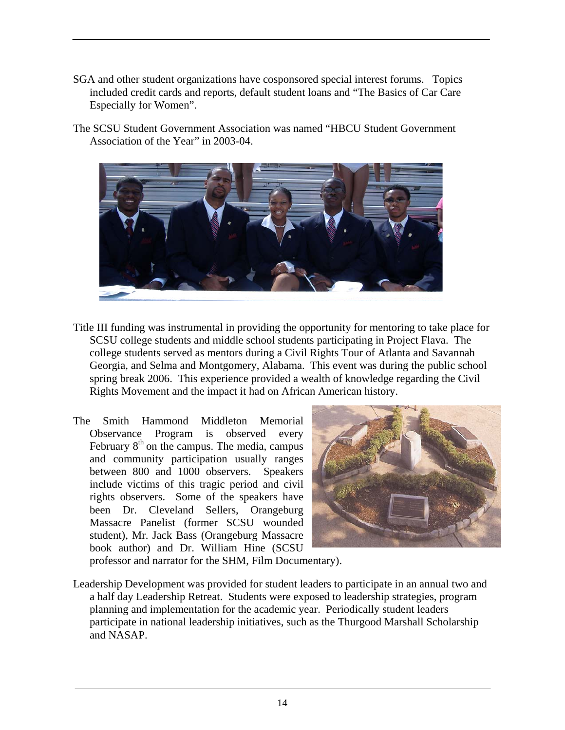SGA and other student organizations have cosponsored special interest forums. Topics included credit cards and reports, default student loans and "The Basics of Car Care Especially for Women".

The SCSU Student Government Association was named "HBCU Student Government Association of the Year" in 2003-04.

Title III funding was instrumental in providing the opportunity for mentoring to take place for SCSU college students and middle school students participating in Project Flava. The college students served as mentors during a Civil Rights Tour of Atlanta and Savannah Georgia, and Selma and Montgomery, Alabama. This event was during the public school spring break 2006. This experience provided a wealth of knowledge regarding the Civil Rights Movement and the impact it had on African American history.

The Smith Hammond Middleton Memorial Observance Program is observed every February 8th on the campus. The media, campus and community participation usually ranges between 800 and 1000 observers. Speakers include victims of this tragic period and civil rights observers. Some of the speakers have been Dr. Cleveland Sellers, Orangeburg Massacre Panelist (former SCSU wounded student), Mr. Jack Bass (Orangeburg Massacre book author) and Dr. William Hine (SCSU professor and narrator for the SHM, Film Documentary).

Leadership Development was provided for student leaders to participate in an annual two and a half day Leadership Retreat. Students were exposed to leadership strategies, program planning and implementation for the academic year. Periodically student leaders participate in national leadership initiatives, such as the Thurgood Marshall Scholarship and NASAP.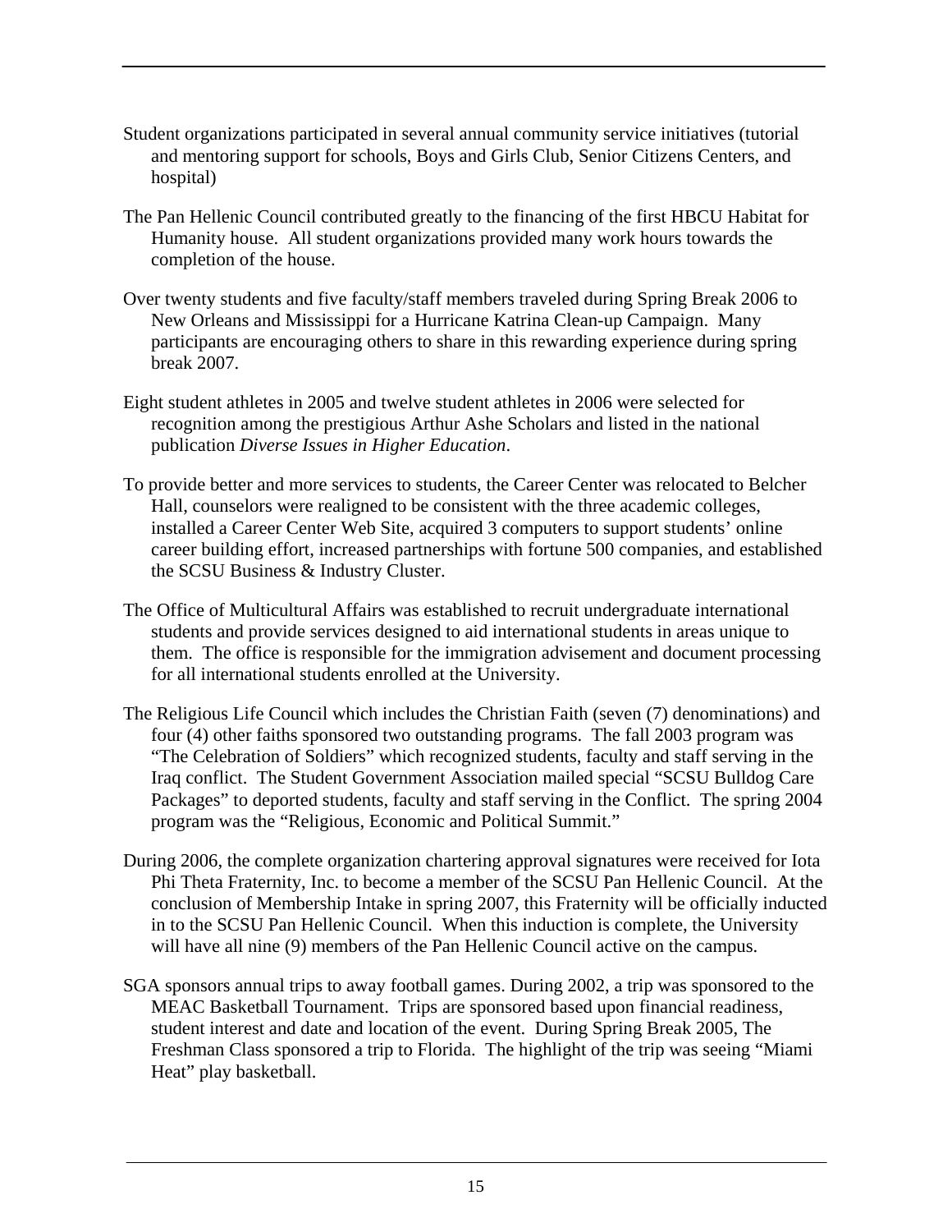Student organizations participated in several annual community service initiatives (tutorial and mentoring support for schools, Boys and Girls Club, Senior Citizens Centers, and hospital)

The Pan Hellenic Council contributed greatly to the financing of the first HBCU Habitat for Humanity house. All student organizations provided many work hours towards the completion of the house.

Over twenty students and five faculty/staff members traveled during Spring Break 2006 to New Orleans and Mississippi for a Hurricane Katrina Clean-up Campaign. Many participants are encouraging others to share in this rewarding experience during spring break 2007.

Eight student athletes in 2005 and twelve student athletes in 2006 were selected for recognition among the prestigious Arthur Ashe Scholars and listed in the national publication *Diverse Issues in Higher Education*.

To provide better and more services to students, the Career Center was relocated to Belcher Hall, counselors were realigned to be consistent with the three academic colleges, installed a Career Center Web Site, acquired 3 computers to support students' online career building effort, increased partnerships with fortune 500 companies, and established the SCSU Business & Industry Cluster.

The Office of Multicultural Affairs was established to recruit undergraduate international students and provide services designed to aid international students in areas unique to them. The office is responsible for the immigration advisement and document processing for all international students enrolled at the University.

The Religious Life Council which includes the Christian Faith (seven (7) denominations) and four (4) other faiths sponsored two outstanding programs. The fall 2003 program was "The Celebration of Soldiers" which recognized students, faculty and staff serving in the Iraq conflict. The Student Government Association mailed special "SCSU Bulldog Care Packages" to deported students, faculty and staff serving in the Conflict. The spring 2004 program was the "Religious, Economic and Political Summit."

During 2006, the complete organization chartering approval signatures were received for Iota Phi Theta Fraternity, Inc. to become a member of the SCSU Pan Hellenic Council. At the conclusion of Membership Intake in spring 2007, this Fraternity will be officially inducted in to the SCSU Pan Hellenic Council. When this induction is complete, the University will have all nine (9) members of the Pan Hellenic Council active on the campus.

SGA sponsors annual trips to away football games. During 2002, a trip was sponsored to the MEAC Basketball Tournament. Trips are sponsored based upon financial readiness, student interest and date and location of the event. During Spring Break 2005, The Freshman Class sponsored a trip to Florida. The highlight of the trip was seeing "Miami Heat" play basketball.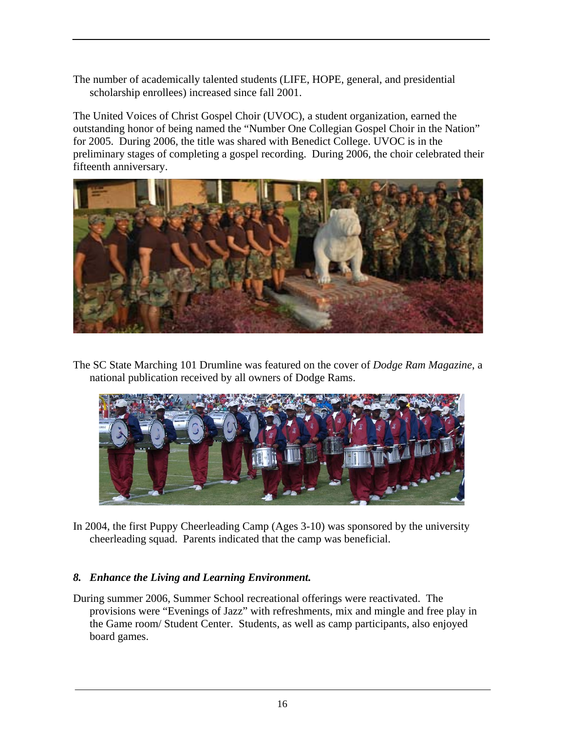The number of academically talented students (LIFE, HOPE, general, and presidential scholarship enrollees) increased since fall 2001.

The United Voices of Christ Gospel Choir (UVOC), a student organization, earned the outstanding honor of being named the "Number One Collegian Gospel Choir in the Nation" for 2005. During 2006, the title was shared with Benedict College. UVOC is in the preliminary stages of completing a gospel recording. During 2006, the choir celebrated their fifteenth anniversary.

The SC State Marching 101 Drumline was featured on the cover of *Dodge Ram Magazine*, a national publication received by all owners of Dodge Rams.

In 2004, the first Puppy Cheerleading Camp (Ages 3-10) was sponsored by the university cheerleading squad. Parents indicated that the camp was beneficial.

### *8. Enhance the Living and Learning Environment.*

During summer 2006, Summer School recreational offerings were reactivated. The provisions were "Evenings of Jazz" with refreshments, mix and mingle and free play in the Game room/ Student Center. Students, as well as camp participants, also enjoyed board games.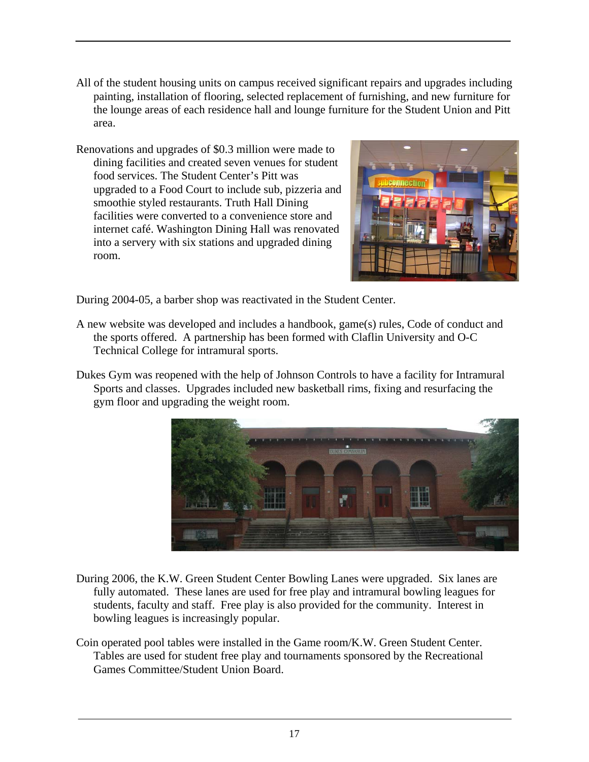All of the student housing units on campus received significant repairs and upgrades including painting, installation of flooring, selected replacement of furnishing, and new furniture for the lounge areas of each residence hall and lounge furniture for the Student Union and Pitt area.

Renovations and upgrades of $0.3 million were made to dining facilities and created seven venues for student food services. The Student Center's Pitt was upgraded to a Food Court to include sub, pizzeria and smoothie styled restaurants. Truth Hall Dining facilities were converted to a convenience store and internet café. Washington Dining Hall was renovated into a servery with six stations and upgraded dining room.

During 2004-05, a barber shop was reactivated in the Student Center.

A new website was developed and includes a handbook, game(s) rules, Code of conduct and the sports offered. A partnership has been formed with Claflin University and O-C Technical College for intramural sports.

Dukes Gym was reopened with the help of Johnson Controls to have a facility for Intramural Sports and classes. Upgrades included new basketball rims, fixing and resurfacing the gym floor and upgrading the weight room.

During 2006, the K.W. Green Student Center Bowling Lanes were upgraded. Six lanes are fully automated. These lanes are used for free play and intramural bowling leagues for students, faculty and staff. Free play is also provided for the community. Interest in bowling leagues is increasingly popular.

Coin operated pool tables were installed in the Game room/K.W. Green Student Center. Tables are used for student free play and tournaments sponsored by the Recreational Games Committee/Student Union Board.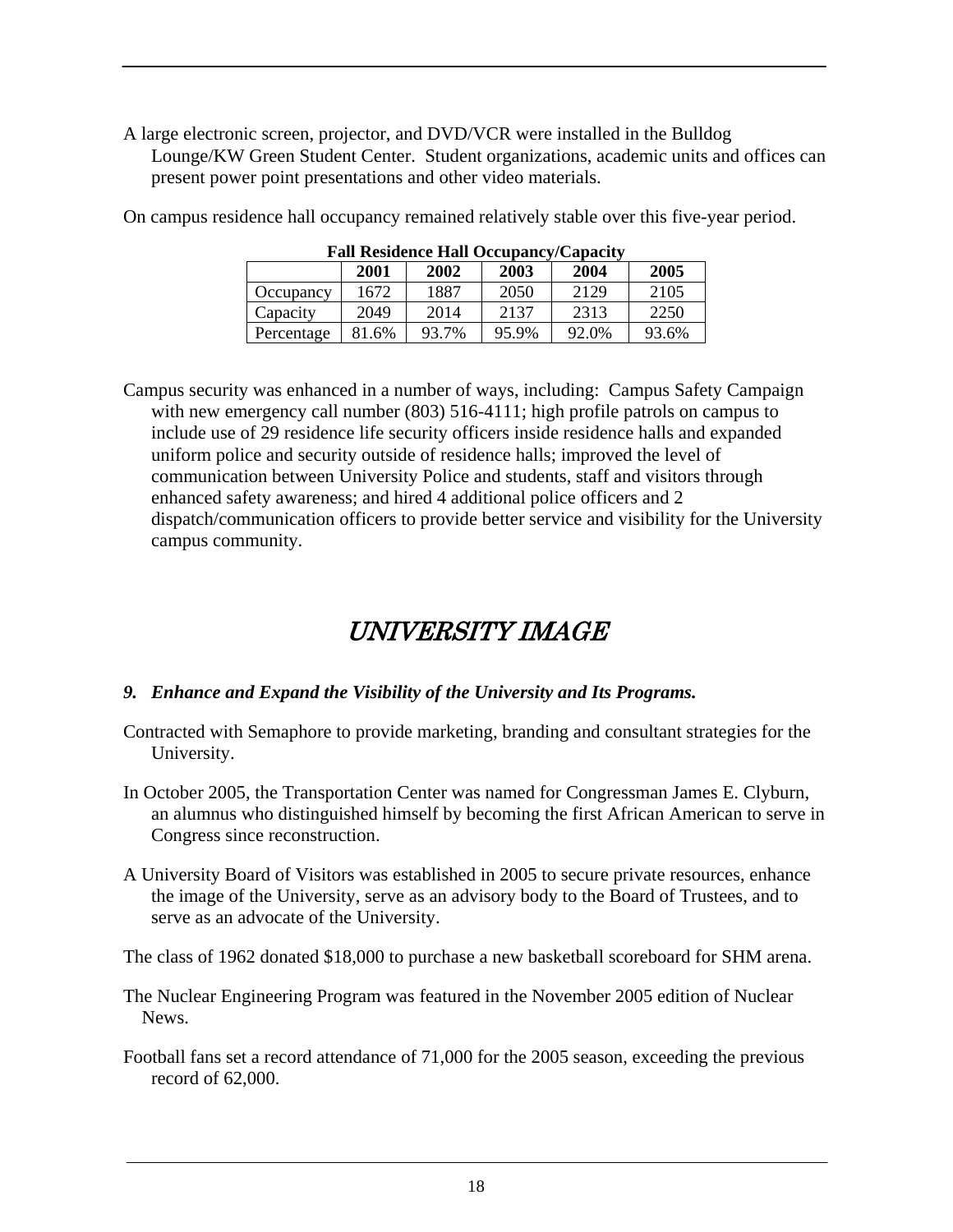A large electronic screen, projector, and DVD/VCR were installed in the Bulldog Lounge/KW Green Student Center. Student organizations, academic units and offices can present power point presentations and other video materials.

On campus residence hall occupancy remained relatively stable over this five-year period.

**Fall Residence Hall Occupancy/Capacity**

| | 2001 | 2002 | 2003 | 2004 | 2005 |
|---|---|---|---|---|---|
| Occupancy | 1672 | 1887 | 2050 | 2129 | 2105 |
| Capacity | 2049 | 2014 | 2137 | 2313 | 2250 |
| Percentage | 81.6% | 93.7% | 95.9% | 92.0% | 93.6% |

Campus security was enhanced in a number of ways, including: Campus Safety Campaign with new emergency call number (803) 516-4111; high profile patrols on campus to include use of 29 residence life security officers inside residence halls and expanded uniform police and security outside of residence halls; improved the level of communication between University Police and students, staff and visitors through enhanced safety awareness; and hired 4 additional police officers and 2 dispatch/communication officers to provide better service and visibility for the University campus community.

# *UNIVERSITY IMAGE*

### *9. Enhance and Expand the Visibility of the University and Its Programs.*

Contracted with Semaphore to provide marketing, branding and consultant strategies for the University.

In October 2005, the Transportation Center was named for Congressman James E. Clyburn, an alumnus who distinguished himself by becoming the first African American to serve in Congress since reconstruction.

A University Board of Visitors was established in 2005 to secure private resources, enhance the image of the University, serve as an advisory body to the Board of Trustees, and to serve as an advocate of the University.

The class of 1962 donated $18,000 to purchase a new basketball scoreboard for SHM arena.

The Nuclear Engineering Program was featured in the November 2005 edition of Nuclear News.

Football fans set a record attendance of 71,000 for the 2005 season, exceeding the previous record of 62,000.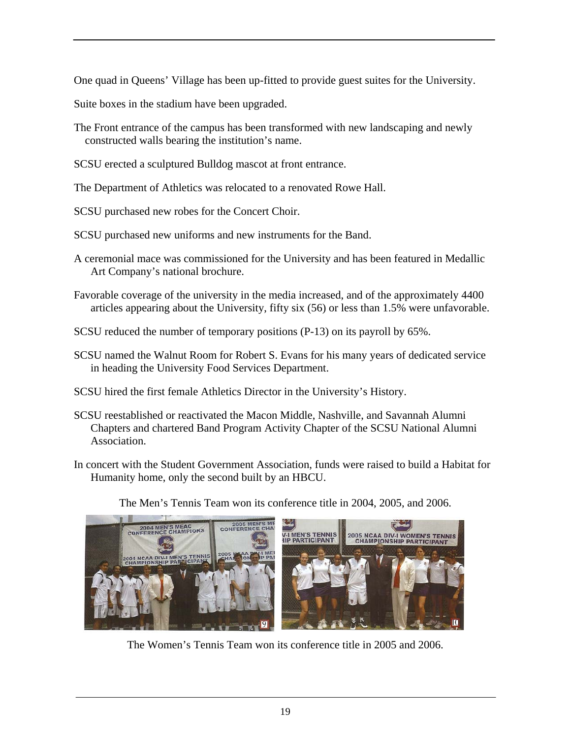One quad in Queens' Village has been up-fitted to provide guest suites for the University.

Suite boxes in the stadium have been upgraded.

The Front entrance of the campus has been transformed with new landscaping and newly constructed walls bearing the institution's name.

SCSU erected a sculptured Bulldog mascot at front entrance.

The Department of Athletics was relocated to a renovated Rowe Hall.

SCSU purchased new robes for the Concert Choir.

SCSU purchased new uniforms and new instruments for the Band.

A ceremonial mace was commissioned for the University and has been featured in Medallic Art Company's national brochure.

Favorable coverage of the university in the media increased, and of the approximately 4400 articles appearing about the University, fifty six (56) or less than 1.5% were unfavorable.

SCSU reduced the number of temporary positions (P-13) on its payroll by 65%.

SCSU named the Walnut Room for Robert S. Evans for his many years of dedicated service in heading the University Food Services Department.

SCSU hired the first female Athletics Director in the University's History.

SCSU reestablished or reactivated the Macon Middle, Nashville, and Savannah Alumni Chapters and chartered Band Program Activity Chapter of the SCSU National Alumni Association.

In concert with the Student Government Association, funds were raised to build a Habitat for Humanity home, only the second built by an HBCU.

The Men's Tennis Team won its conference title in 2004, 2005, and 2006.

The Women's Tennis Team won its conference title in 2005 and 2006.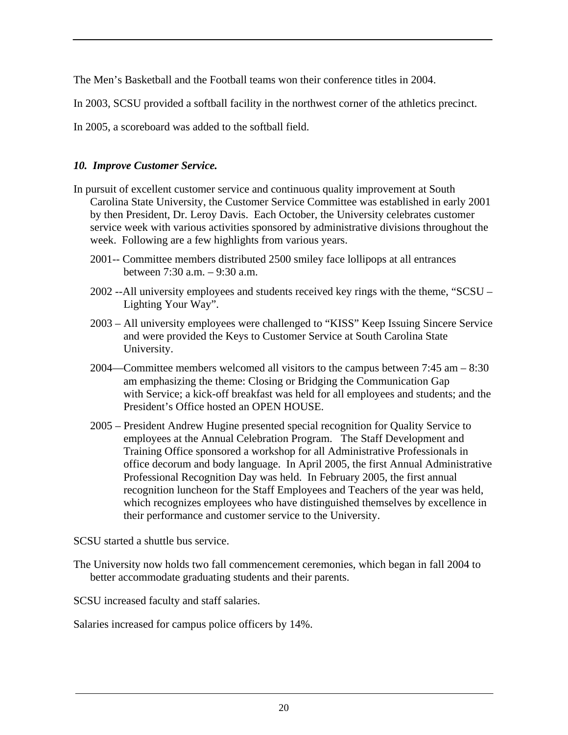The Men's Basketball and the Football teams won their conference titles in 2004.

In 2003, SCSU provided a softball facility in the northwest corner of the athletics precinct.

In 2005, a scoreboard was added to the softball field.

### *10. Improve Customer Service.*

In pursuit of excellent customer service and continuous quality improvement at South Carolina State University, the Customer Service Committee was established in early 2001 by then President, Dr. Leroy Davis. Each October, the University celebrates customer service week with various activities sponsored by administrative divisions throughout the week. Following are a few highlights from various years.

2001-- Committee members distributed 2500 smiley face lollipops at all entrances between 7:30 a.m. – 9:30 a.m.

2002 --All university employees and students received key rings with the theme, "SCSU – Lighting Your Way".

2003 – All university employees were challenged to "KISS" Keep Issuing Sincere Service and were provided the Keys to Customer Service at South Carolina State University.

2004—Committee members welcomed all visitors to the campus between 7:45 am – 8:30 am emphasizing the theme: Closing or Bridging the Communication Gap with Service; a kick-off breakfast was held for all employees and students; and the President's Office hosted an OPEN HOUSE.

2005 – President Andrew Hugine presented special recognition for Quality Service to employees at the Annual Celebration Program. The Staff Development and Training Office sponsored a workshop for all Administrative Professionals in office decorum and body language. In April 2005, the first Annual Administrative Professional Recognition Day was held. In February 2005, the first annual recognition luncheon for the Staff Employees and Teachers of the year was held, which recognizes employees who have distinguished themselves by excellence in their performance and customer service to the University.

SCSU started a shuttle bus service.

The University now holds two fall commencement ceremonies, which began in fall 2004 to better accommodate graduating students and their parents.

SCSU increased faculty and staff salaries.

Salaries increased for campus police officers by 14%.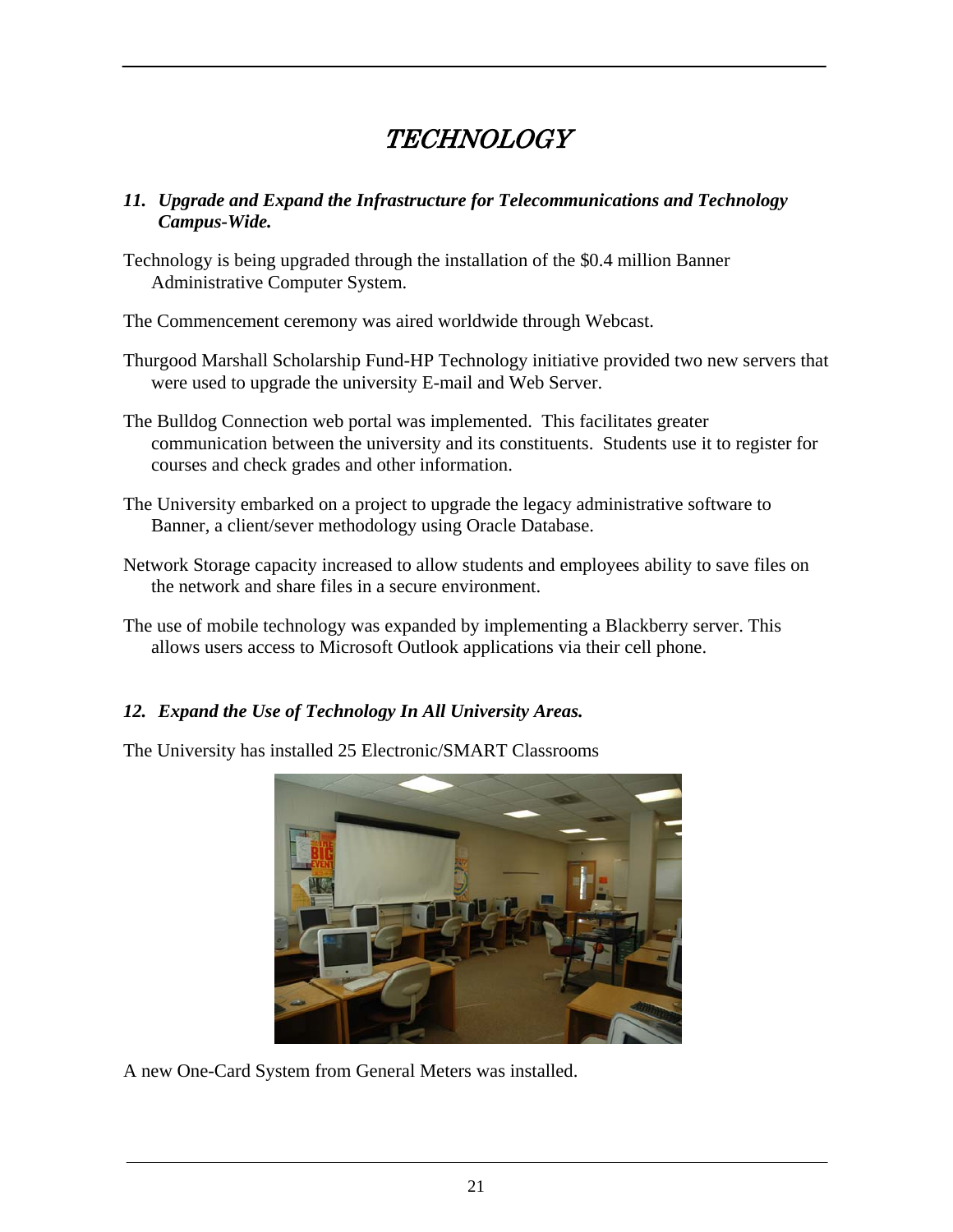# *TECHNOLOGY*

### *11. Upgrade and Expand the Infrastructure for Telecommunications and Technology Campus-Wide.*

Technology is being upgraded through the installation of the $0.4 million Banner Administrative Computer System.

The Commencement ceremony was aired worldwide through Webcast.

Thurgood Marshall Scholarship Fund-HP Technology initiative provided two new servers that were used to upgrade the university E-mail and Web Server.

The Bulldog Connection web portal was implemented. This facilitates greater communication between the university and its constituents. Students use it to register for courses and check grades and other information.

The University embarked on a project to upgrade the legacy administrative software to Banner, a client/sever methodology using Oracle Database.

Network Storage capacity increased to allow students and employees ability to save files on the network and share files in a secure environment.

The use of mobile technology was expanded by implementing a Blackberry server. This allows users access to Microsoft Outlook applications via their cell phone.

### *12. Expand the Use of Technology In All University Areas.*

The University has installed 25 Electronic/SMART Classrooms

A new One-Card System from General Meters was installed.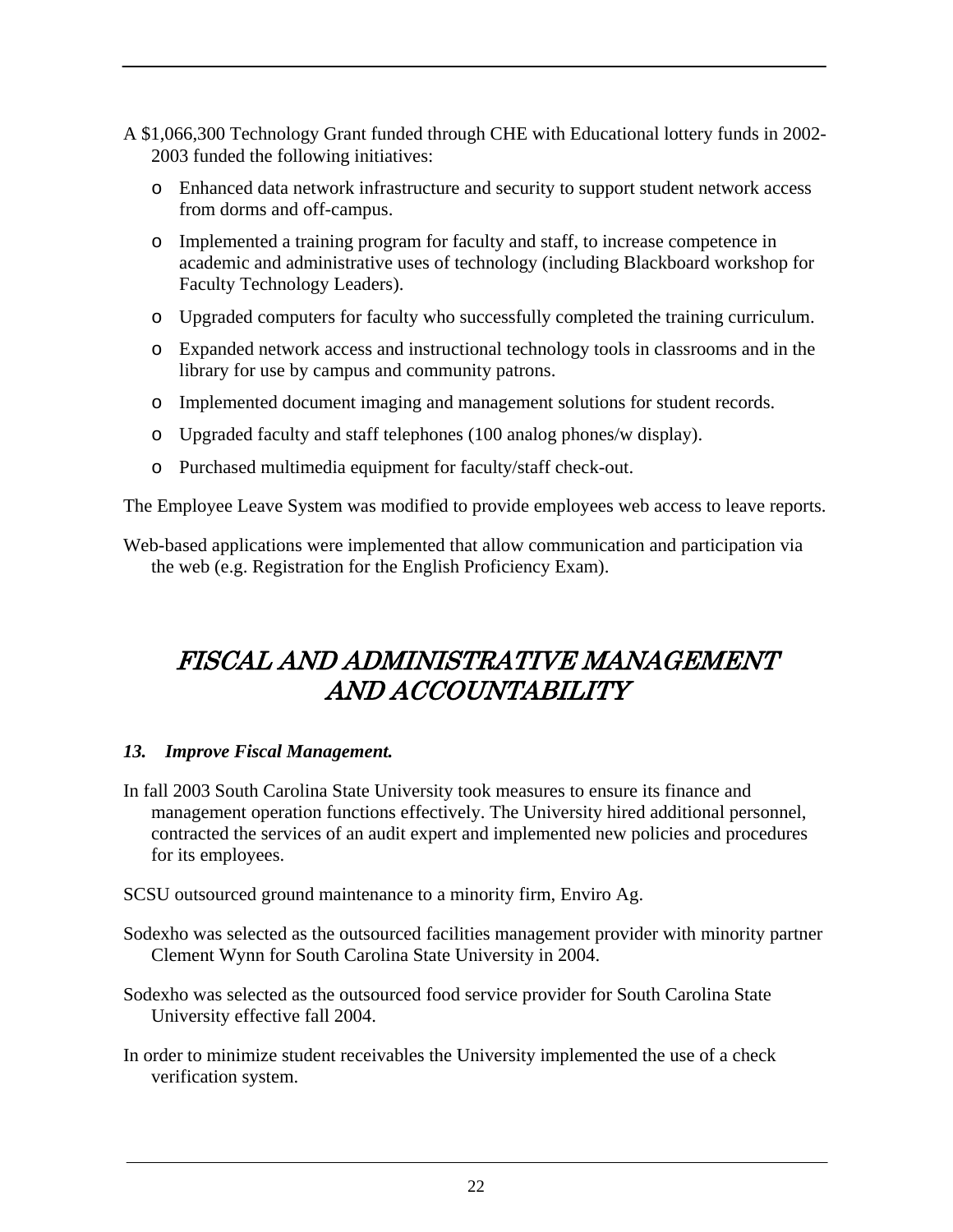A $1,066,300 Technology Grant funded through CHE with Educational lottery funds in 2002-2003 funded the following initiatives:

- Enhanced data network infrastructure and security to support student network access from dorms and off-campus.
- Implemented a training program for faculty and staff, to increase competence in academic and administrative uses of technology (including Blackboard workshop for Faculty Technology Leaders).
- Upgraded computers for faculty who successfully completed the training curriculum.
- Expanded network access and instructional technology tools in classrooms and in the library for use by campus and community patrons.
- Implemented document imaging and management solutions for student records.
- Upgraded faculty and staff telephones (100 analog phones/w display).
- Purchased multimedia equipment for faculty/staff check-out.

The Employee Leave System was modified to provide employees web access to leave reports.

Web-based applications were implemented that allow communication and participation via the web (e.g. Registration for the English Proficiency Exam).

# *FISCAL AND ADMINISTRATIVE MANAGEMENT AND ACCOUNTABILITY*

### *13. Improve Fiscal Management.*

In fall 2003 South Carolina State University took measures to ensure its finance and management operation functions effectively. The University hired additional personnel, contracted the services of an audit expert and implemented new policies and procedures for its employees.

SCSU outsourced ground maintenance to a minority firm, Enviro Ag.

Sodexho was selected as the outsourced facilities management provider with minority partner Clement Wynn for South Carolina State University in 2004.

Sodexho was selected as the outsourced food service provider for South Carolina State University effective fall 2004.

In order to minimize student receivables the University implemented the use of a check verification system.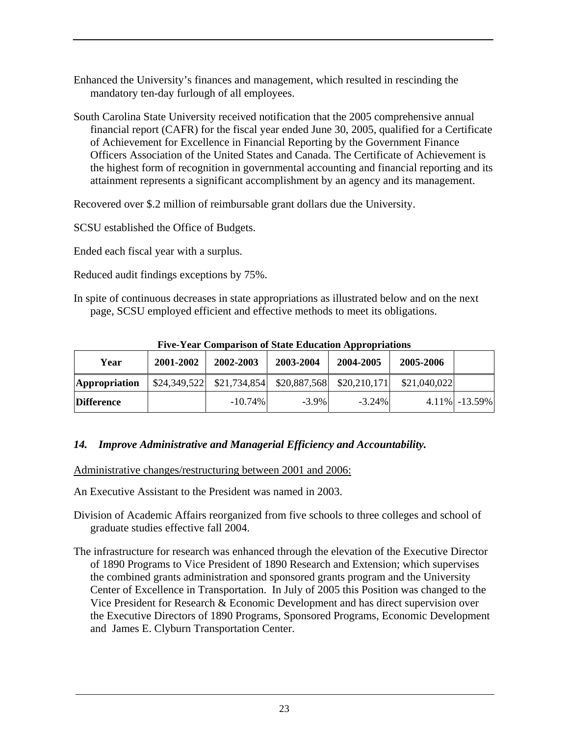Enhanced the University's finances and management, which resulted in rescinding the mandatory ten-day furlough of all employees.

South Carolina State University received notification that the 2005 comprehensive annual financial report (CAFR) for the fiscal year ended June 30, 2005, qualified for a Certificate of Achievement for Excellence in Financial Reporting by the Government Finance Officers Association of the United States and Canada. The Certificate of Achievement is the highest form of recognition in governmental accounting and financial reporting and its attainment represents a significant accomplishment by an agency and its management.

Recovered over $.2 million of reimbursable grant dollars due the University.

SCSU established the Office of Budgets.

Ended each fiscal year with a surplus.

Reduced audit findings exceptions by 75%.

In spite of continuous decreases in state appropriations as illustrated below and on the next page, SCSU employed efficient and effective methods to meet its obligations.

**Five-Year Comparison of State Education Appropriations**

| Year | 2001-2002 | 2002-2003 | 2003-2004 | 2004-2005 | 2005-2006 | |
|---|---|---|---|---|---|---|
| **Appropriation** | $24,349,522 | $21,734,854 | $20,887,568 | $20,210,171 | $21,040,022 | |
| **Difference** | | -10.74% | -3.9% | -3.24% | 4.11% | -13.59% |

### *14. Improve Administrative and Managerial Efficiency and Accountability.*

Administrative changes/restructuring between 2001 and 2006:

An Executive Assistant to the President was named in 2003.

Division of Academic Affairs reorganized from five schools to three colleges and school of graduate studies effective fall 2004.

The infrastructure for research was enhanced through the elevation of the Executive Director of 1890 Programs to Vice President of 1890 Research and Extension; which supervises the combined grants administration and sponsored grants program and the University Center of Excellence in Transportation. In July of 2005 this Position was changed to the Vice President for Research & Economic Development and has direct supervision over the Executive Directors of 1890 Programs, Sponsored Programs, Economic Development and James E. Clyburn Transportation Center.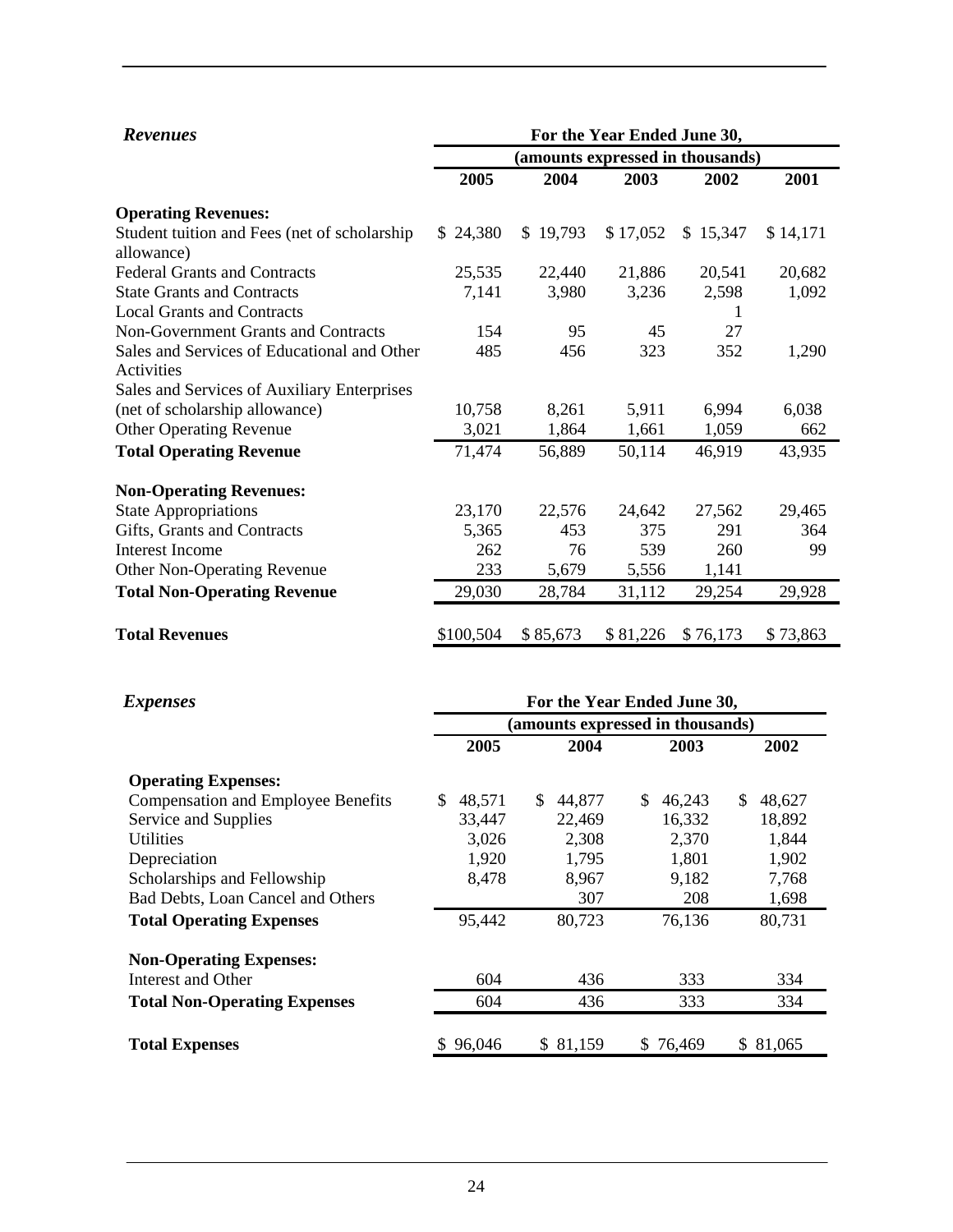### *Revenues*

| | For the Year Ended June 30, (amounts expressed in thousands) | | | | |
|---|---|---|---|---|---|
| | **2005** | **2004** | **2003** | **2002** | **2001** |
| **Operating Revenues:** | | | | | |
| Student tuition and Fees (net of scholarship allowance) | $ 24,380 | $ 19,793 | $ 17,052 | $ 15,347 | $ 14,171 |
| Federal Grants and Contracts | 25,535 | 22,440 | 21,886 | 20,541 | 20,682 |
| State Grants and Contracts | 7,141 | 3,980 | 3,236 | 2,598 | 1,092 |
| Local Grants and Contracts | | | | 1 | |
| Non-Government Grants and Contracts | 154 | 95 | 45 | 27 | |
| Sales and Services of Educational and Other Activities | 485 | 456 | 323 | 352 | 1,290 |
| Sales and Services of Auxiliary Enterprises (net of scholarship allowance) | 10,758 | 8,261 | 5,911 | 6,994 | 6,038 |
| Other Operating Revenue | 3,021 | 1,864 | 1,661 | 1,059 | 662 |
| **Total Operating Revenue** | 71,474 | 56,889 | 50,114 | 46,919 | 43,935 |
| **Non-Operating Revenues:** | | | | | |
| State Appropriations | 23,170 | 22,576 | 24,642 | 27,562 | 29,465 |
| Gifts, Grants and Contracts | 5,365 | 453 | 375 | 291 | 364 |
| Interest Income | 262 | 76 | 539 | 260 | 99 |
| Other Non-Operating Revenue | 233 | 5,679 | 5,556 | 1,141 | |
| **Total Non-Operating Revenue** | 29,030 | 28,784 | 31,112 | 29,254 | 29,928 |
| **Total Revenues** | $100,504 | $ 85,673 | $ 81,226 | $ 76,173 | $ 73,863 |

### *Expenses*

| | For the Year Ended June 30, (amounts expressed in thousands) | | | |
|---|---|---|---|---|
| | **2005** | **2004** | **2003** | **2002** |
| **Operating Expenses:** | | | | |
| Compensation and Employee Benefits | $ 48,571 | $ 44,877 | $ 46,243 | $ 48,627 |
| Service and Supplies | 33,447 | 22,469 | 16,332 | 18,892 |
| Utilities | 3,026 | 2,308 | 2,370 | 1,844 |
| Depreciation | 1,920 | 1,795 | 1,801 | 1,902 |
| Scholarships and Fellowship | 8,478 | 8,967 | 9,182 | 7,768 |
| Bad Debts, Loan Cancel and Others | | 307 | 208 | 1,698 |
| **Total Operating Expenses** | 95,442 | 80,723 | 76,136 | 80,731 |
| **Non-Operating Expenses:** | | | | |
| Interest and Other | 604 | 436 | 333 | 334 |
| **Total Non-Operating Expenses** | 604 | 436 | 333 | 334 |
| **Total Expenses** | $ 96,046 | $ 81,159 | $ 76,469 | $ 81,065 |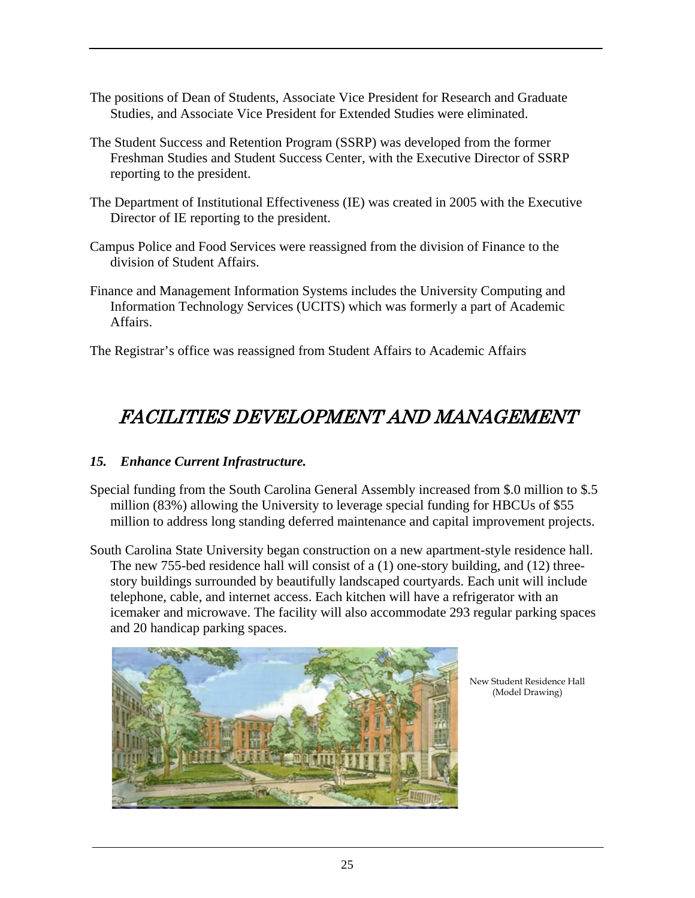The positions of Dean of Students, Associate Vice President for Research and Graduate Studies, and Associate Vice President for Extended Studies were eliminated.

The Student Success and Retention Program (SSRP) was developed from the former Freshman Studies and Student Success Center, with the Executive Director of SSRP reporting to the president.

The Department of Institutional Effectiveness (IE) was created in 2005 with the Executive Director of IE reporting to the president.

Campus Police and Food Services were reassigned from the division of Finance to the division of Student Affairs.

Finance and Management Information Systems includes the University Computing and Information Technology Services (UCITS) which was formerly a part of Academic Affairs.

The Registrar's office was reassigned from Student Affairs to Academic Affairs

# *FACILITIES DEVELOPMENT AND MANAGEMENT*

### *15. Enhance Current Infrastructure.*

Special funding from the South Carolina General Assembly increased from $.0 million to $.5 million (83%) allowing the University to leverage special funding for HBCUs of $55 million to address long standing deferred maintenance and capital improvement projects.

South Carolina State University began construction on a new apartment-style residence hall. The new 755-bed residence hall will consist of a (1) one-story building, and (12) three-story buildings surrounded by beautifully landscaped courtyards. Each unit will include telephone, cable, and internet access. Each kitchen will have a refrigerator with an icemaker and microwave. The facility will also accommodate 293 regular parking spaces and 20 handicap parking spaces.

New Student Residence Hall (Model Drawing)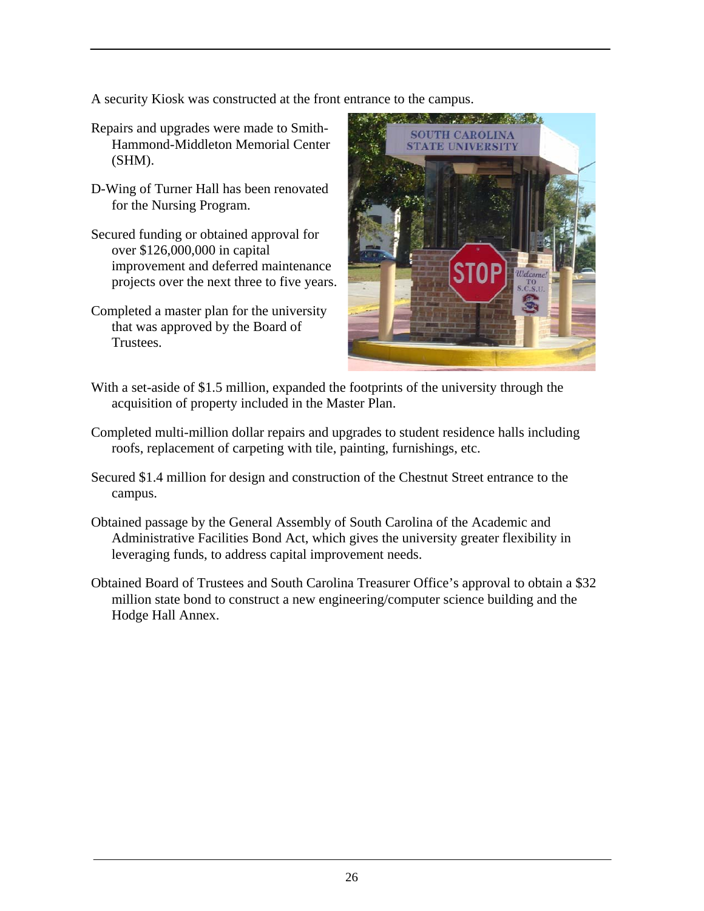A security Kiosk was constructed at the front entrance to the campus.

Repairs and upgrades were made to Smith-Hammond-Middleton Memorial Center (SHM).

D-Wing of Turner Hall has been renovated for the Nursing Program.

Secured funding or obtained approval for over $126,000,000 in capital improvement and deferred maintenance projects over the next three to five years.

Completed a master plan for the university that was approved by the Board of Trustees.

With a set-aside of $1.5 million, expanded the footprints of the university through the acquisition of property included in the Master Plan.

Completed multi-million dollar repairs and upgrades to student residence halls including roofs, replacement of carpeting with tile, painting, furnishings, etc.

Secured $1.4 million for design and construction of the Chestnut Street entrance to the campus.

Obtained passage by the General Assembly of South Carolina of the Academic and Administrative Facilities Bond Act, which gives the university greater flexibility in leveraging funds, to address capital improvement needs.

Obtained Board of Trustees and South Carolina Treasurer Office's approval to obtain a $32 million state bond to construct a new engineering/computer science building and the Hodge Hall Annex.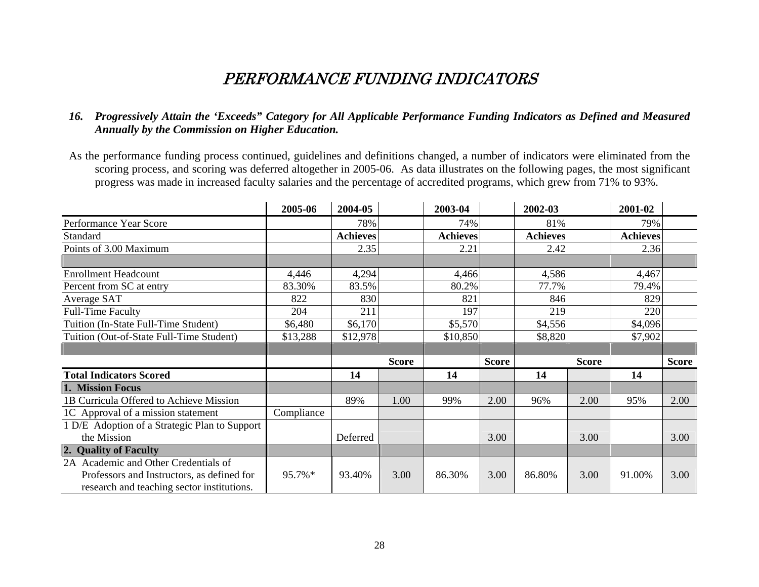# *PERFORMANCE FUNDING INDICATORS*

***16. Progressively Attain the 'Exceeds" Category for All Applicable Performance Funding Indicators as Defined and Measured Annually by the Commission on Higher Education.***

As the performance funding process continued, guidelines and definitions changed, a number of indicators were eliminated from the scoring process, and scoring was deferred altogether in 2005-06. As data illustrates on the following pages, the most significant progress was made in increased faculty salaries and the percentage of accredited programs, which grew from 71% to 93%.

| | 2005-06 | 2004-05 | | 2003-04 | | 2002-03 | | 2001-02 | |
|---|---|---|---|---|---|---|---|---|---|
| Performance Year Score | | 78% | | 74% | | 81% | | 79% | |
| Standard | | **Achieves** | | **Achieves** | | **Achieves** | | **Achieves** | |
| Points of 3.00 Maximum | | 2.35 | | 2.21 | | 2.42 | | 2.36 | |
| | | | | | | | | | |
| Enrollment Headcount | 4,446 | 4,294 | | 4,466 | | 4,586 | | 4,467 | |
| Percent from SC at entry | 83.30% | 83.5% | | 80.2% | | 77.7% | | 79.4% | |
| Average SAT | 822 | 830 | | 821 | | 846 | | 829 | |
| Full-Time Faculty | 204 | 211 | | 197 | | 219 | | 220 | |
| Tuition (In-State Full-Time Student) | $6,480 | $6,170 | | $5,570 | | $4,556 | | $4,096 | |
| Tuition (Out-of-State Full-Time Student) | $13,288 | $12,978 | | $10,850 | | $8,820 | | $7,902 | |
| | | | | | | | | | |
| | | | **Score** | | **Score** | | **Score** | | **Score** |
| **Total Indicators Scored** | | **14** | | **14** | | **14** | | **14** | |
| **1. Mission Focus** | | | | | | | | | |
| 1B Curricula Offered to Achieve Mission | | 89% | 1.00 | 99% | 2.00 | 96% | 2.00 | 95% | 2.00 |
| 1C Approval of a mission statement | Compliance | | | | | | | | |
| 1 D/E Adoption of a Strategic Plan to Support the Mission | | Deferred | | | 3.00 | | 3.00 | | 3.00 |
| **2. Quality of Faculty** | | | | | | | | | |
| 2A Academic and Other Credentials of Professors and Instructors, as defined for research and teaching sector institutions. | 95.7%* | 93.40% | 3.00 | 86.30% | 3.00 | 86.80% | 3.00 | 91.00% | 3.00 |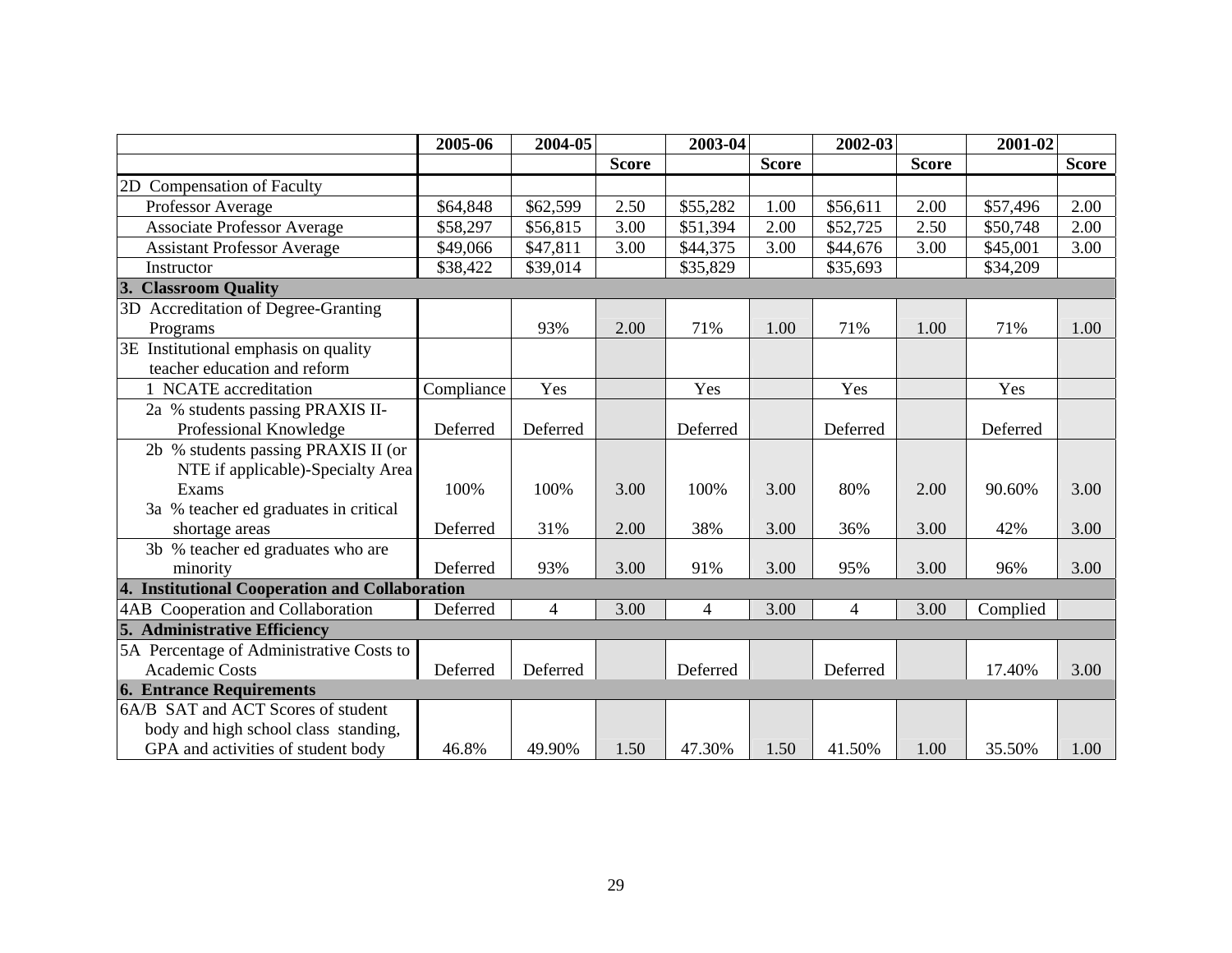| | 2005-06 | 2004-05 | | 2003-04 | | 2002-03 | | 2001-02 | |
|---|---|---|---|---|---|---|---|---|---|
| | | | Score | | Score | | Score | | Score |
| 2D Compensation of Faculty | | | | | | | | | |
| Professor Average | $64,848 | $62,599 | 2.50 | $55,282 | 1.00 | $56,611 | 2.00 | $57,496 | 2.00 |
| Associate Professor Average | $58,297 | $56,815 | 3.00 | $51,394 | 2.00 | $52,725 | 2.50 | $50,748 | 2.00 |
| Assistant Professor Average | $49,066 | $47,811 | 3.00 | $44,375 | 3.00 | $44,676 | 3.00 | $45,001 | 3.00 |
| Instructor | $38,422 | $39,014 | | $35,829 | | $35,693 | | $34,209 | |
| **3. Classroom Quality** | | | | | | | | | |
| 3D Accreditation of Degree-Granting Programs | | 93% | 2.00 | 71% | 1.00 | 71% | 1.00 | 71% | 1.00 |
| 3E Institutional emphasis on quality teacher education and reform | | | | | | | | | |
| 1 NCATE accreditation | Compliance | Yes | | Yes | | Yes | | Yes | |
| 2a % students passing PRAXIS II-Professional Knowledge | Deferred | Deferred | | Deferred | | Deferred | | Deferred | |
| 2b % students passing PRAXIS II (or NTE if applicable)-Specialty Area Exams | 100% | 100% | 3.00 | 100% | 3.00 | 80% | 2.00 | 90.60% | 3.00 |
| 3a % teacher ed graduates in critical shortage areas | Deferred | 31% | 2.00 | 38% | 3.00 | 36% | 3.00 | 42% | 3.00 |
| 3b % teacher ed graduates who are minority | Deferred | 93% | 3.00 | 91% | 3.00 | 95% | 3.00 | 96% | 3.00 |
| **4. Institutional Cooperation and Collaboration** | | | | | | | | | |
| 4AB Cooperation and Collaboration | Deferred | 4 | 3.00 | 4 | 3.00 | 4 | 3.00 | Complied | |
| **5. Administrative Efficiency** | | | | | | | | | |
| 5A Percentage of Administrative Costs to Academic Costs | Deferred | Deferred | | Deferred | | Deferred | | 17.40% | 3.00 |
| **6. Entrance Requirements** | | | | | | | | | |
| 6A/B SAT and ACT Scores of student body and high school class standing, GPA and activities of student body | 46.8% | 49.90% | 1.50 | 47.30% | 1.50 | 41.50% | 1.00 | 35.50% | 1.00 |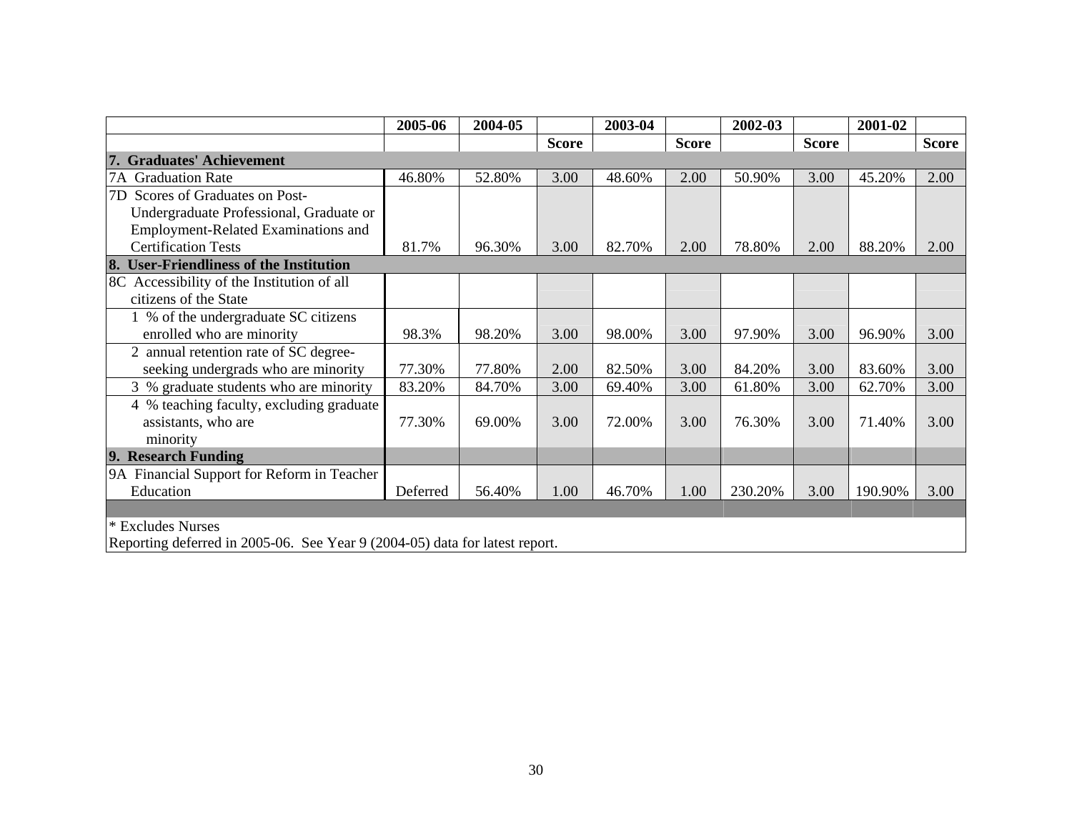| | 2005-06 | 2004-05 | | 2003-04 | | 2002-03 | | 2001-02 | |
|---|---|---|---|---|---|---|---|---|---|
| | | | Score | | Score | | Score | | Score |
| **7. Graduates' Achievement** | | | | | | | | | |
| 7A Graduation Rate | 46.80% | 52.80% | 3.00 | 48.60% | 2.00 | 50.90% | 3.00 | 45.20% | 2.00 |
| 7D Scores of Graduates on Post-Undergraduate Professional, Graduate or Employment-Related Examinations and Certification Tests | 81.7% | 96.30% | 3.00 | 82.70% | 2.00 | 78.80% | 2.00 | 88.20% | 2.00 |
| **8. User-Friendliness of the Institution** | | | | | | | | | |
| 8C Accessibility of the Institution of all citizens of the State | | | | | | | | | |
| 1 % of the undergraduate SC citizens enrolled who are minority | 98.3% | 98.20% | 3.00 | 98.00% | 3.00 | 97.90% | 3.00 | 96.90% | 3.00 |
| 2 annual retention rate of SC degree-seeking undergrads who are minority | 77.30% | 77.80% | 2.00 | 82.50% | 3.00 | 84.20% | 3.00 | 83.60% | 3.00 |
| 3 % graduate students who are minority | 83.20% | 84.70% | 3.00 | 69.40% | 3.00 | 61.80% | 3.00 | 62.70% | 3.00 |
| 4 % teaching faculty, excluding graduate assistants, who are minority | 77.30% | 69.00% | 3.00 | 72.00% | 3.00 | 76.30% | 3.00 | 71.40% | 3.00 |
| **9. Research Funding** | | | | | | | | | |
| 9A Financial Support for Reform in Teacher Education | Deferred | 56.40% | 1.00 | 46.70% | 1.00 | 230.20% | 3.00 | 190.90% | 3.00 |

* Excludes Nurses

Reporting deferred in 2005-06. See Year 9 (2004-05) data for latest report.